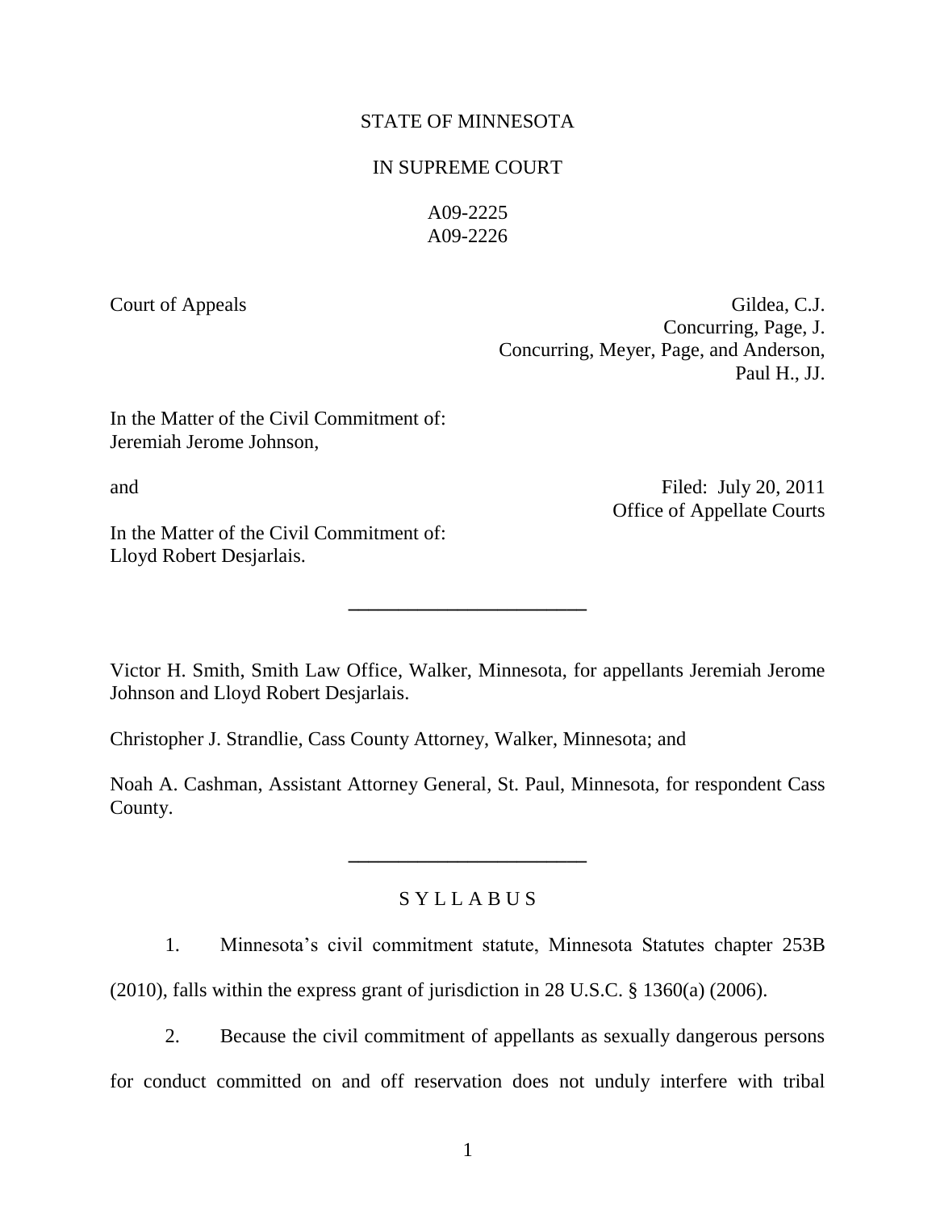STATE OF MINNESOTA

IN SUPREME COURT

A09-2225
A09-2226

Court of Appeals

Gildea, C.J.
Concurring, Page, J.
Concurring, Meyer, Page, and Anderson, Paul H., JJ.

In the Matter of the Civil Commitment of:
Jeremiah Jerome Johnson,

and

Filed: July 20, 2011
Office of Appellate Courts

In the Matter of the Civil Commitment of:
Lloyd Robert Desjarlais.

---

Victor H. Smith, Smith Law Office, Walker, Minnesota, for appellants Jeremiah Jerome Johnson and Lloyd Robert Desjarlais.

Christopher J. Strandlie, Cass County Attorney, Walker, Minnesota; and

Noah A. Cashman, Assistant Attorney General, St. Paul, Minnesota, for respondent Cass County.

---

S Y L L A B U S

1. Minnesota's civil commitment statute, Minnesota Statutes chapter 253B (2010), falls within the express grant of jurisdiction in 28 U.S.C. § 1360(a) (2006).

2. Because the civil commitment of appellants as sexually dangerous persons for conduct committed on and off reservation does not unduly interfere with tribal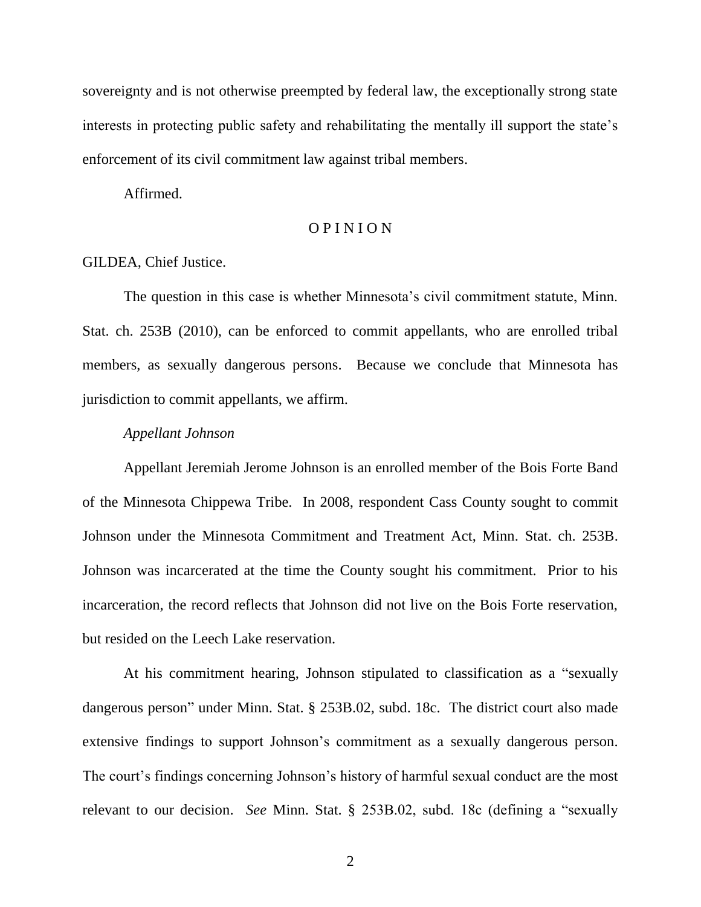sovereignty and is not otherwise preempted by federal law, the exceptionally strong state interests in protecting public safety and rehabilitating the mentally ill support the state's enforcement of its civil commitment law against tribal members.

Affirmed.

O P I N I O N

GILDEA, Chief Justice.

The question in this case is whether Minnesota's civil commitment statute, Minn. Stat. ch. 253B (2010), can be enforced to commit appellants, who are enrolled tribal members, as sexually dangerous persons. Because we conclude that Minnesota has jurisdiction to commit appellants, we affirm.

*Appellant Johnson*

Appellant Jeremiah Jerome Johnson is an enrolled member of the Bois Forte Band of the Minnesota Chippewa Tribe. In 2008, respondent Cass County sought to commit Johnson under the Minnesota Commitment and Treatment Act, Minn. Stat. ch. 253B. Johnson was incarcerated at the time the County sought his commitment. Prior to his incarceration, the record reflects that Johnson did not live on the Bois Forte reservation, but resided on the Leech Lake reservation.

At his commitment hearing, Johnson stipulated to classification as a "sexually dangerous person" under Minn. Stat. § 253B.02, subd. 18c. The district court also made extensive findings to support Johnson's commitment as a sexually dangerous person. The court's findings concerning Johnson's history of harmful sexual conduct are the most relevant to our decision. *See* Minn. Stat. § 253B.02, subd. 18c (defining a "sexually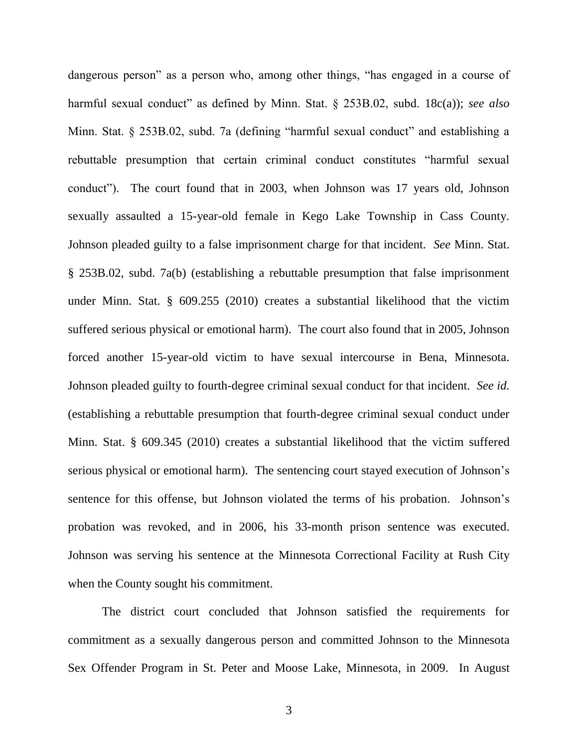dangerous person" as a person who, among other things, "has engaged in a course of harmful sexual conduct" as defined by Minn. Stat. § 253B.02, subd. 18c(a)); *see also* Minn. Stat. § 253B.02, subd. 7a (defining "harmful sexual conduct" and establishing a rebuttable presumption that certain criminal conduct constitutes "harmful sexual conduct"). The court found that in 2003, when Johnson was 17 years old, Johnson sexually assaulted a 15-year-old female in Kego Lake Township in Cass County. Johnson pleaded guilty to a false imprisonment charge for that incident. *See* Minn. Stat. § 253B.02, subd. 7a(b) (establishing a rebuttable presumption that false imprisonment under Minn. Stat. § 609.255 (2010) creates a substantial likelihood that the victim suffered serious physical or emotional harm). The court also found that in 2005, Johnson forced another 15-year-old victim to have sexual intercourse in Bena, Minnesota. Johnson pleaded guilty to fourth-degree criminal sexual conduct for that incident. *See id.* (establishing a rebuttable presumption that fourth-degree criminal sexual conduct under Minn. Stat. § 609.345 (2010) creates a substantial likelihood that the victim suffered serious physical or emotional harm). The sentencing court stayed execution of Johnson's sentence for this offense, but Johnson violated the terms of his probation. Johnson's probation was revoked, and in 2006, his 33-month prison sentence was executed. Johnson was serving his sentence at the Minnesota Correctional Facility at Rush City when the County sought his commitment.

The district court concluded that Johnson satisfied the requirements for commitment as a sexually dangerous person and committed Johnson to the Minnesota Sex Offender Program in St. Peter and Moose Lake, Minnesota, in 2009. In August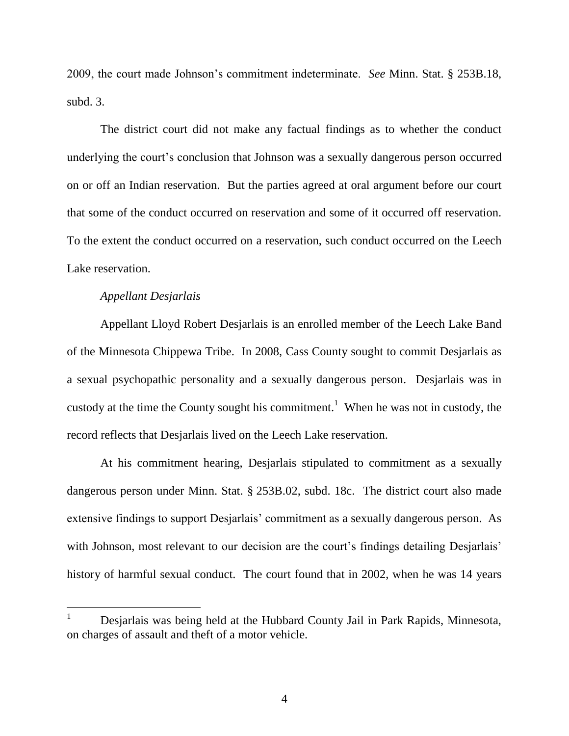2009, the court made Johnson's commitment indeterminate. *See* Minn. Stat. § 253B.18, subd. 3.

The district court did not make any factual findings as to whether the conduct underlying the court's conclusion that Johnson was a sexually dangerous person occurred on or off an Indian reservation. But the parties agreed at oral argument before our court that some of the conduct occurred on reservation and some of it occurred off reservation. To the extent the conduct occurred on a reservation, such conduct occurred on the Leech Lake reservation.

*Appellant Desjarlais*

Appellant Lloyd Robert Desjarlais is an enrolled member of the Leech Lake Band of the Minnesota Chippewa Tribe. In 2008, Cass County sought to commit Desjarlais as a sexual psychopathic personality and a sexually dangerous person. Desjarlais was in custody at the time the County sought his commitment.[1] When he was not in custody, the record reflects that Desjarlais lived on the Leech Lake reservation.

At his commitment hearing, Desjarlais stipulated to commitment as a sexually dangerous person under Minn. Stat. § 253B.02, subd. 18c. The district court also made extensive findings to support Desjarlais' commitment as a sexually dangerous person. As with Johnson, most relevant to our decision are the court's findings detailing Desjarlais' history of harmful sexual conduct. The court found that in 2002, when he was 14 years

---

[1] Desjarlais was being held at the Hubbard County Jail in Park Rapids, Minnesota, on charges of assault and theft of a motor vehicle.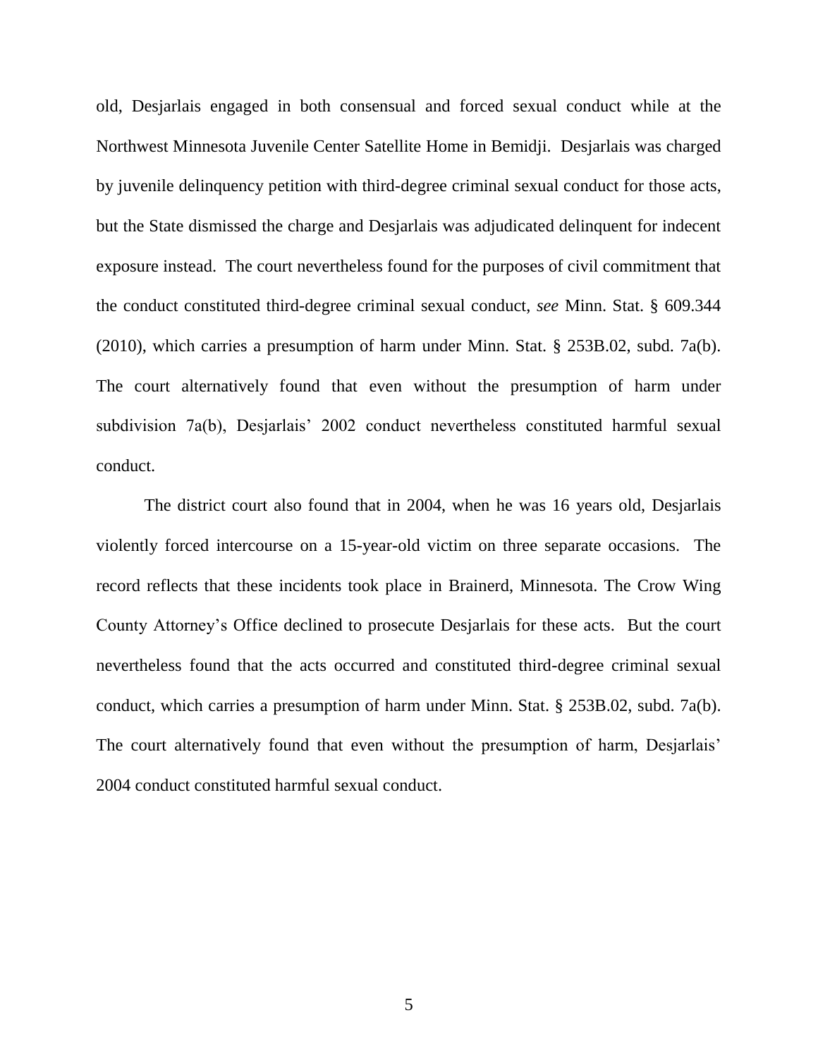old, Desjarlais engaged in both consensual and forced sexual conduct while at the Northwest Minnesota Juvenile Center Satellite Home in Bemidji. Desjarlais was charged by juvenile delinquency petition with third-degree criminal sexual conduct for those acts, but the State dismissed the charge and Desjarlais was adjudicated delinquent for indecent exposure instead. The court nevertheless found for the purposes of civil commitment that the conduct constituted third-degree criminal sexual conduct, *see* Minn. Stat. § 609.344 (2010), which carries a presumption of harm under Minn. Stat. § 253B.02, subd. 7a(b). The court alternatively found that even without the presumption of harm under subdivision 7a(b), Desjarlais' 2002 conduct nevertheless constituted harmful sexual conduct.

The district court also found that in 2004, when he was 16 years old, Desjarlais violently forced intercourse on a 15-year-old victim on three separate occasions. The record reflects that these incidents took place in Brainerd, Minnesota. The Crow Wing County Attorney's Office declined to prosecute Desjarlais for these acts. But the court nevertheless found that the acts occurred and constituted third-degree criminal sexual conduct, which carries a presumption of harm under Minn. Stat. § 253B.02, subd. 7a(b). The court alternatively found that even without the presumption of harm, Desjarlais' 2004 conduct constituted harmful sexual conduct.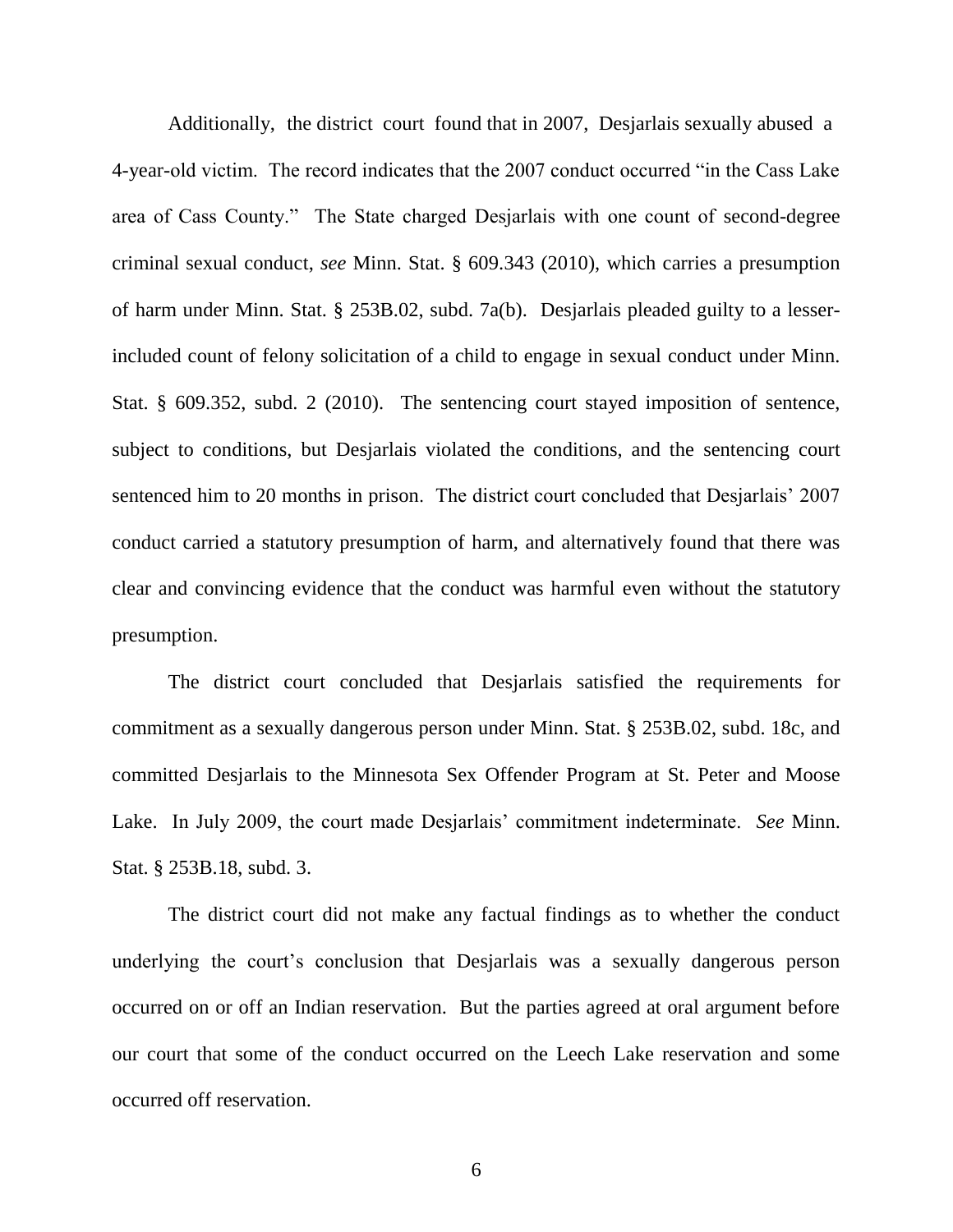Additionally, the district court found that in 2007, Desjarlais sexually abused a 4-year-old victim. The record indicates that the 2007 conduct occurred "in the Cass Lake area of Cass County." The State charged Desjarlais with one count of second-degree criminal sexual conduct, *see* Minn. Stat. § 609.343 (2010), which carries a presumption of harm under Minn. Stat. § 253B.02, subd. 7a(b). Desjarlais pleaded guilty to a lesser-included count of felony solicitation of a child to engage in sexual conduct under Minn. Stat. § 609.352, subd. 2 (2010). The sentencing court stayed imposition of sentence, subject to conditions, but Desjarlais violated the conditions, and the sentencing court sentenced him to 20 months in prison. The district court concluded that Desjarlais' 2007 conduct carried a statutory presumption of harm, and alternatively found that there was clear and convincing evidence that the conduct was harmful even without the statutory presumption.

The district court concluded that Desjarlais satisfied the requirements for commitment as a sexually dangerous person under Minn. Stat. § 253B.02, subd. 18c, and committed Desjarlais to the Minnesota Sex Offender Program at St. Peter and Moose Lake. In July 2009, the court made Desjarlais' commitment indeterminate. *See* Minn. Stat. § 253B.18, subd. 3.

The district court did not make any factual findings as to whether the conduct underlying the court's conclusion that Desjarlais was a sexually dangerous person occurred on or off an Indian reservation. But the parties agreed at oral argument before our court that some of the conduct occurred on the Leech Lake reservation and some occurred off reservation.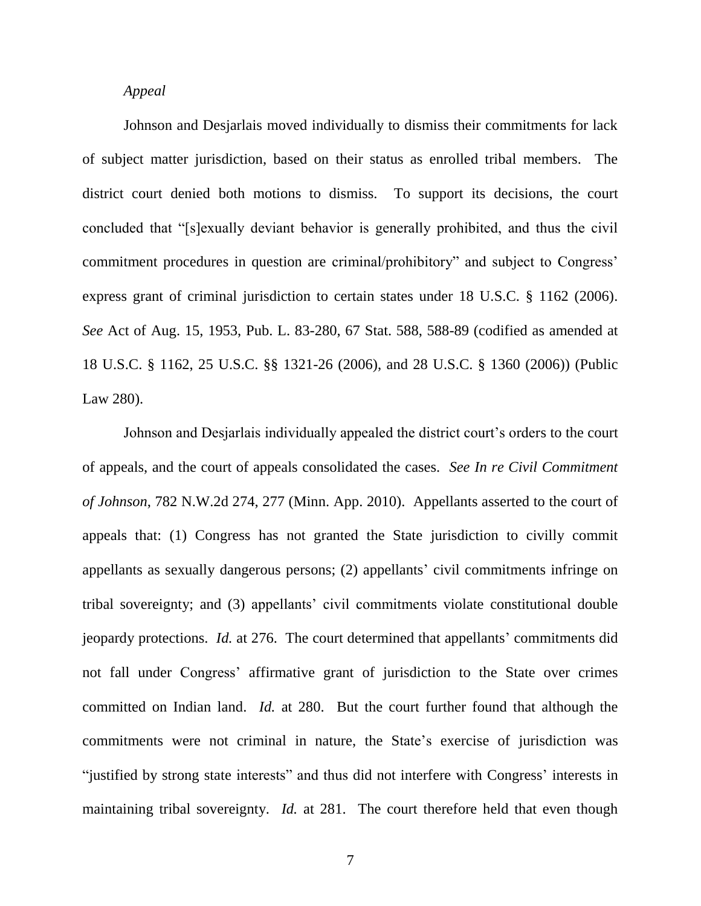*Appeal*

Johnson and Desjarlais moved individually to dismiss their commitments for lack of subject matter jurisdiction, based on their status as enrolled tribal members. The district court denied both motions to dismiss. To support its decisions, the court concluded that "[s]exually deviant behavior is generally prohibited, and thus the civil commitment procedures in question are criminal/prohibitory" and subject to Congress' express grant of criminal jurisdiction to certain states under 18 U.S.C. § 1162 (2006). *See* Act of Aug. 15, 1953, Pub. L. 83-280, 67 Stat. 588, 588-89 (codified as amended at 18 U.S.C. § 1162, 25 U.S.C. §§ 1321-26 (2006), and 28 U.S.C. § 1360 (2006)) (Public Law 280).

Johnson and Desjarlais individually appealed the district court's orders to the court of appeals, and the court of appeals consolidated the cases. *See In re Civil Commitment of Johnson*, 782 N.W.2d 274, 277 (Minn. App. 2010). Appellants asserted to the court of appeals that: (1) Congress has not granted the State jurisdiction to civilly commit appellants as sexually dangerous persons; (2) appellants' civil commitments infringe on tribal sovereignty; and (3) appellants' civil commitments violate constitutional double jeopardy protections. *Id.* at 276. The court determined that appellants' commitments did not fall under Congress' affirmative grant of jurisdiction to the State over crimes committed on Indian land. *Id.* at 280. But the court further found that although the commitments were not criminal in nature, the State's exercise of jurisdiction was "justified by strong state interests" and thus did not interfere with Congress' interests in maintaining tribal sovereignty. *Id.* at 281. The court therefore held that even though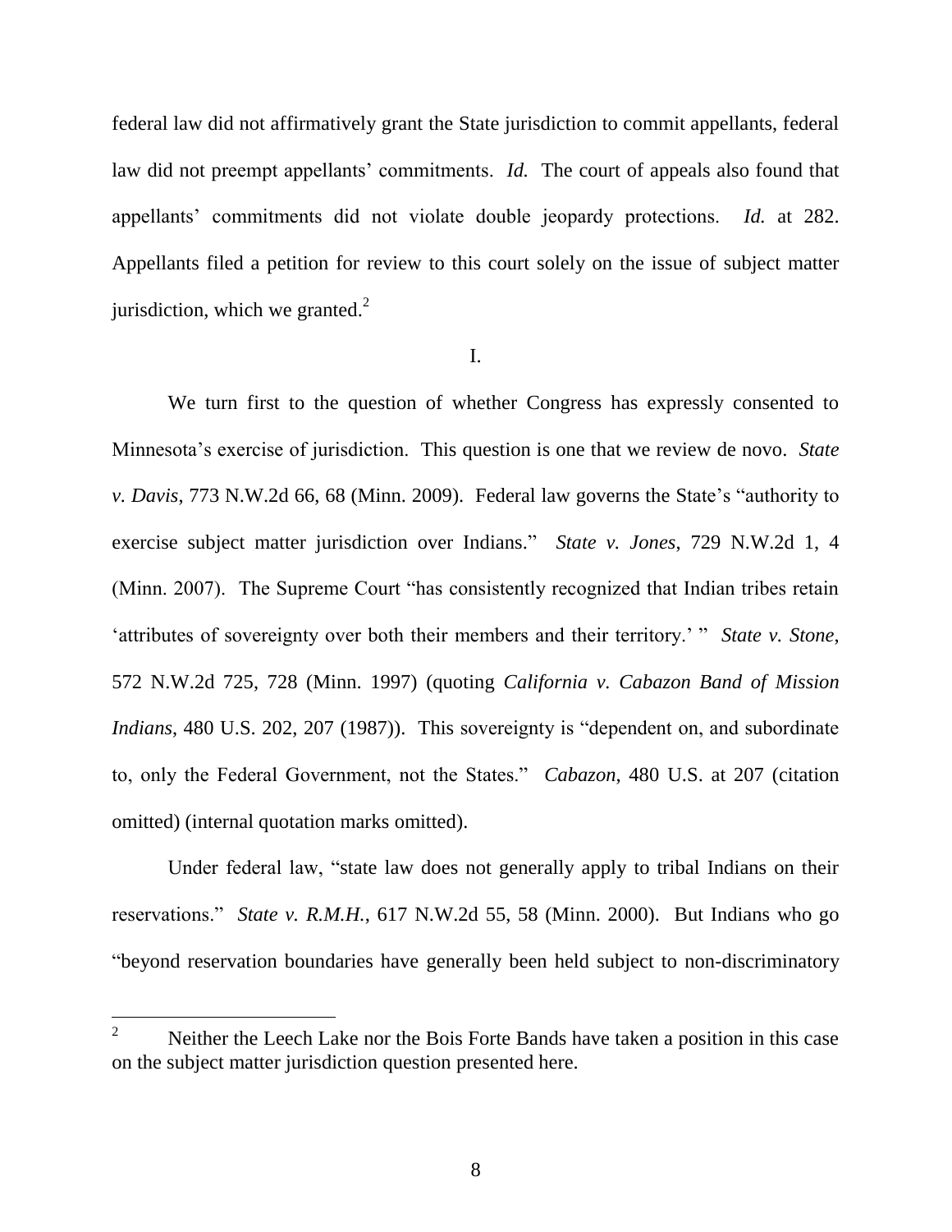federal law did not affirmatively grant the State jurisdiction to commit appellants, federal law did not preempt appellants' commitments. *Id.* The court of appeals also found that appellants' commitments did not violate double jeopardy protections. *Id.* at 282. Appellants filed a petition for review to this court solely on the issue of subject matter jurisdiction, which we granted.[2]

I.

We turn first to the question of whether Congress has expressly consented to Minnesota's exercise of jurisdiction. This question is one that we review de novo. *State v. Davis*, 773 N.W.2d 66, 68 (Minn. 2009). Federal law governs the State's "authority to exercise subject matter jurisdiction over Indians." *State v. Jones*, 729 N.W.2d 1, 4 (Minn. 2007). The Supreme Court "has consistently recognized that Indian tribes retain 'attributes of sovereignty over both their members and their territory.' " *State v. Stone*, 572 N.W.2d 725, 728 (Minn. 1997) (quoting *California v. Cabazon Band of Mission Indians*, 480 U.S. 202, 207 (1987)). This sovereignty is "dependent on, and subordinate to, only the Federal Government, not the States." *Cabazon*, 480 U.S. at 207 (citation omitted) (internal quotation marks omitted).

Under federal law, "state law does not generally apply to tribal Indians on their reservations." *State v. R.M.H.*, 617 N.W.2d 55, 58 (Minn. 2000). But Indians who go "beyond reservation boundaries have generally been held subject to non-discriminatory

---

[2] Neither the Leech Lake nor the Bois Forte Bands have taken a position in this case on the subject matter jurisdiction question presented here.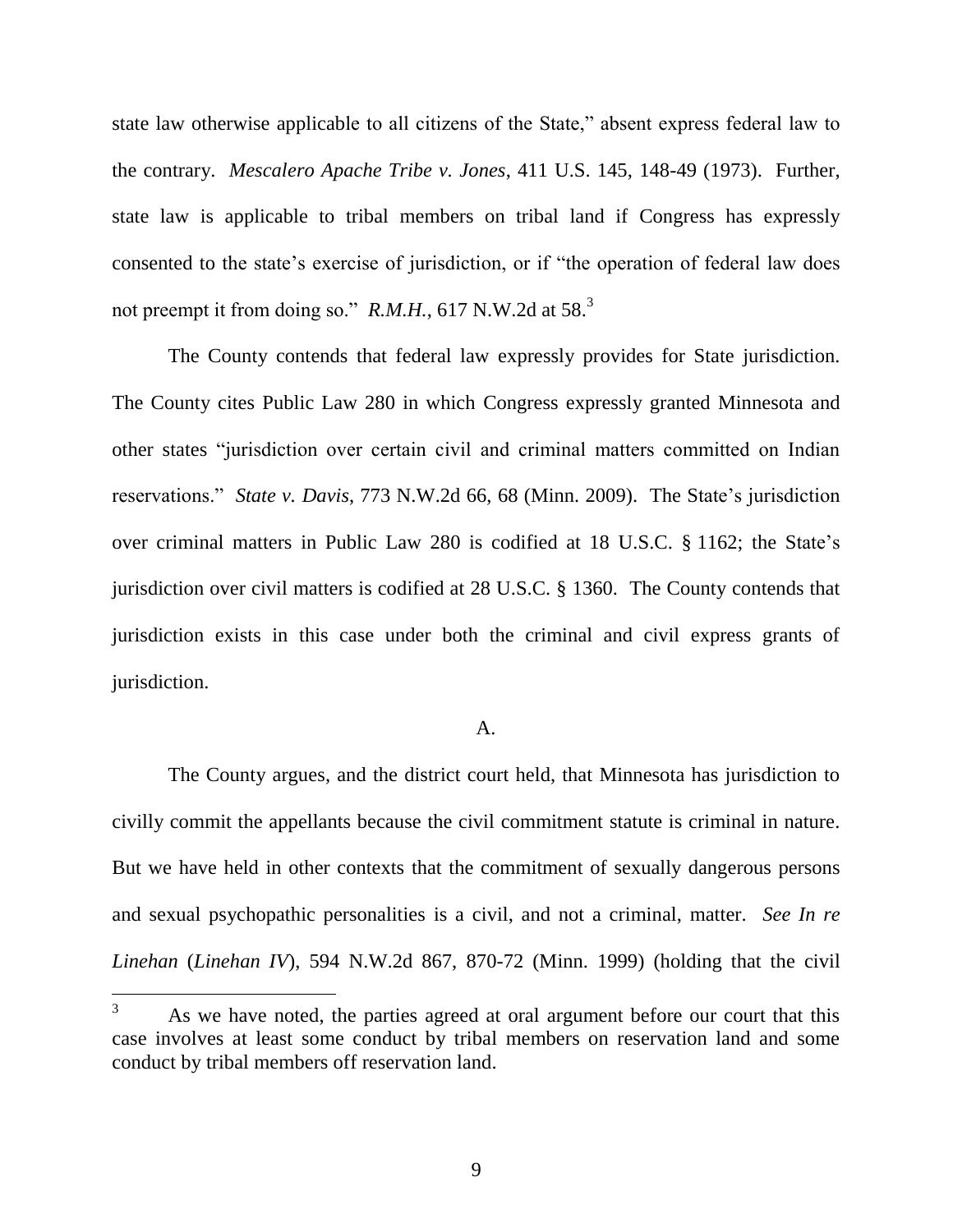state law otherwise applicable to all citizens of the State," absent express federal law to the contrary. *Mescalero Apache Tribe v. Jones*, 411 U.S. 145, 148-49 (1973). Further, state law is applicable to tribal members on tribal land if Congress has expressly consented to the state's exercise of jurisdiction, or if "the operation of federal law does not preempt it from doing so." *R.M.H.*, 617 N.W.2d at 58.[3]

The County contends that federal law expressly provides for State jurisdiction. The County cites Public Law 280 in which Congress expressly granted Minnesota and other states "jurisdiction over certain civil and criminal matters committed on Indian reservations." *State v. Davis*, 773 N.W.2d 66, 68 (Minn. 2009). The State's jurisdiction over criminal matters in Public Law 280 is codified at 18 U.S.C. § 1162; the State's jurisdiction over civil matters is codified at 28 U.S.C. § 1360. The County contends that jurisdiction exists in this case under both the criminal and civil express grants of jurisdiction.

A.

The County argues, and the district court held, that Minnesota has jurisdiction to civilly commit the appellants because the civil commitment statute is criminal in nature. But we have held in other contexts that the commitment of sexually dangerous persons and sexual psychopathic personalities is a civil, and not a criminal, matter. *See In re Linehan* (*Linehan IV*), 594 N.W.2d 867, 870-72 (Minn. 1999) (holding that the civil

---

[3] As we have noted, the parties agreed at oral argument before our court that this case involves at least some conduct by tribal members on reservation land and some conduct by tribal members off reservation land.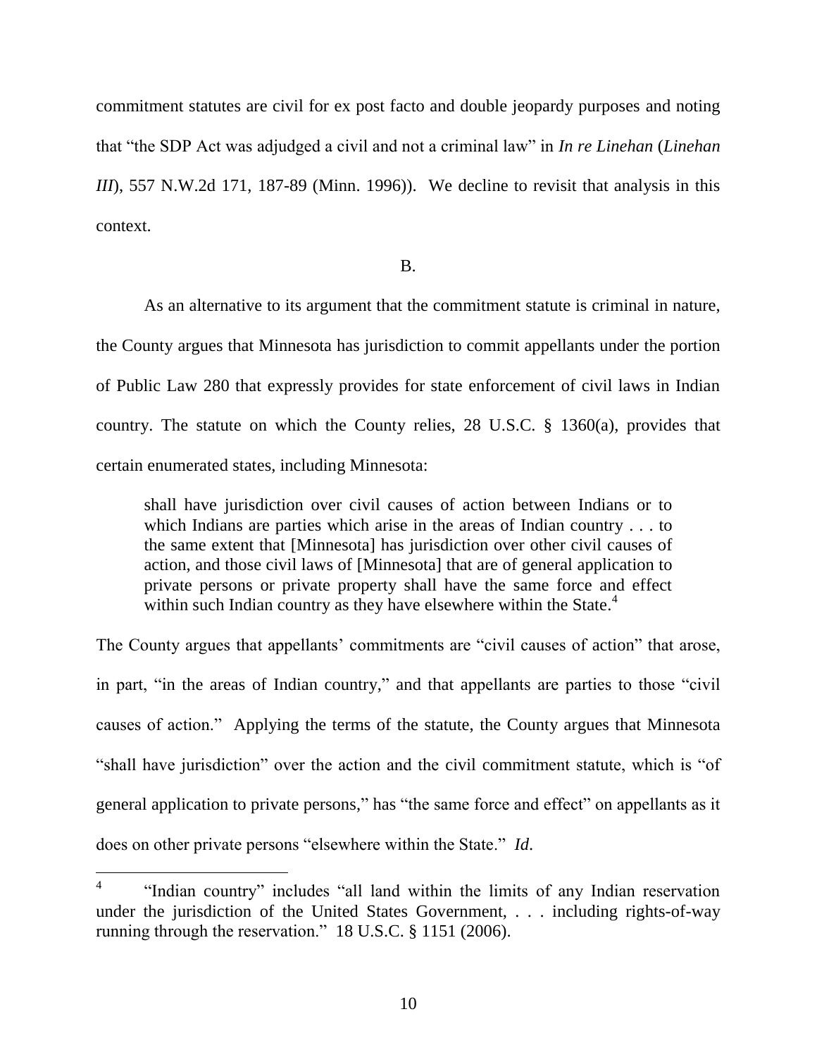commitment statutes are civil for ex post facto and double jeopardy purposes and noting that "the SDP Act was adjudged a civil and not a criminal law" in *In re Linehan* (*Linehan III*), 557 N.W.2d 171, 187-89 (Minn. 1996)). We decline to revisit that analysis in this context.

B.

As an alternative to its argument that the commitment statute is criminal in nature, the County argues that Minnesota has jurisdiction to commit appellants under the portion of Public Law 280 that expressly provides for state enforcement of civil laws in Indian country. The statute on which the County relies, 28 U.S.C. § 1360(a), provides that certain enumerated states, including Minnesota:

> shall have jurisdiction over civil causes of action between Indians or to which Indians are parties which arise in the areas of Indian country . . . to the same extent that [Minnesota] has jurisdiction over other civil causes of action, and those civil laws of [Minnesota] that are of general application to private persons or private property shall have the same force and effect within such Indian country as they have elsewhere within the State.[4]

The County argues that appellants' commitments are "civil causes of action" that arose, in part, "in the areas of Indian country," and that appellants are parties to those "civil causes of action." Applying the terms of the statute, the County argues that Minnesota "shall have jurisdiction" over the action and the civil commitment statute, which is "of general application to private persons," has "the same force and effect" on appellants as it does on other private persons "elsewhere within the State." *Id.*

---

[4] "Indian country" includes "all land within the limits of any Indian reservation under the jurisdiction of the United States Government, . . . including rights-of-way running through the reservation." 18 U.S.C. § 1151 (2006).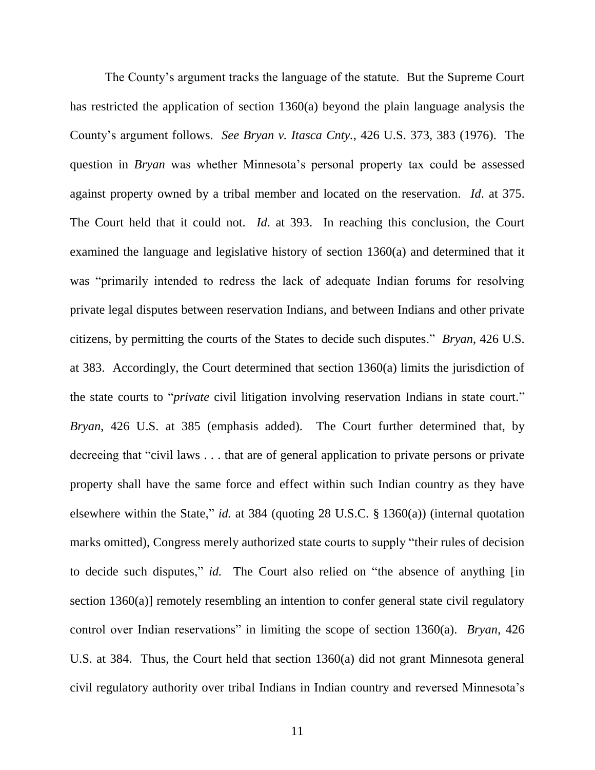The County's argument tracks the language of the statute. But the Supreme Court has restricted the application of section 1360(a) beyond the plain language analysis the County's argument follows. *See Bryan v. Itasca Cnty.*, 426 U.S. 373, 383 (1976). The question in *Bryan* was whether Minnesota's personal property tax could be assessed against property owned by a tribal member and located on the reservation. *Id*. at 375. The Court held that it could not. *Id*. at 393. In reaching this conclusion, the Court examined the language and legislative history of section 1360(a) and determined that it was "primarily intended to redress the lack of adequate Indian forums for resolving private legal disputes between reservation Indians, and between Indians and other private citizens, by permitting the courts of the States to decide such disputes." *Bryan*, 426 U.S. at 383. Accordingly, the Court determined that section 1360(a) limits the jurisdiction of the state courts to "*private* civil litigation involving reservation Indians in state court." *Bryan*, 426 U.S. at 385 (emphasis added). The Court further determined that, by decreeing that "civil laws . . . that are of general application to private persons or private property shall have the same force and effect within such Indian country as they have elsewhere within the State," *id.* at 384 (quoting 28 U.S.C. § 1360(a)) (internal quotation marks omitted), Congress merely authorized state courts to supply "their rules of decision to decide such disputes," *id.* The Court also relied on "the absence of anything [in section 1360(a)] remotely resembling an intention to confer general state civil regulatory control over Indian reservations" in limiting the scope of section 1360(a). *Bryan*, 426 U.S. at 384. Thus, the Court held that section 1360(a) did not grant Minnesota general civil regulatory authority over tribal Indians in Indian country and reversed Minnesota's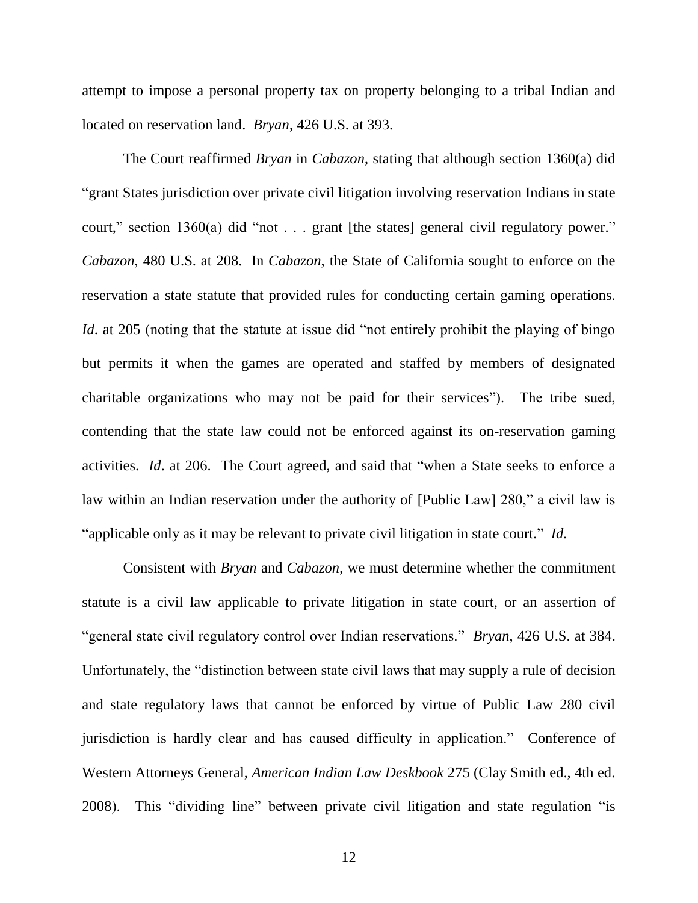attempt to impose a personal property tax on property belonging to a tribal Indian and located on reservation land. *Bryan*, 426 U.S. at 393.

The Court reaffirmed *Bryan* in *Cabazon*, stating that although section 1360(a) did "grant States jurisdiction over private civil litigation involving reservation Indians in state court," section 1360(a) did "not . . . grant [the states] general civil regulatory power." *Cabazon*, 480 U.S. at 208. In *Cabazon*, the State of California sought to enforce on the reservation a state statute that provided rules for conducting certain gaming operations. *Id*. at 205 (noting that the statute at issue did "not entirely prohibit the playing of bingo but permits it when the games are operated and staffed by members of designated charitable organizations who may not be paid for their services"). The tribe sued, contending that the state law could not be enforced against its on-reservation gaming activities. *Id*. at 206. The Court agreed, and said that "when a State seeks to enforce a law within an Indian reservation under the authority of [Public Law] 280," a civil law is "applicable only as it may be relevant to private civil litigation in state court." *Id.*

Consistent with *Bryan* and *Cabazon*, we must determine whether the commitment statute is a civil law applicable to private litigation in state court, or an assertion of "general state civil regulatory control over Indian reservations." *Bryan*, 426 U.S. at 384. Unfortunately, the "distinction between state civil laws that may supply a rule of decision and state regulatory laws that cannot be enforced by virtue of Public Law 280 civil jurisdiction is hardly clear and has caused difficulty in application." Conference of Western Attorneys General, *American Indian Law Deskbook* 275 (Clay Smith ed., 4th ed. 2008). This "dividing line" between private civil litigation and state regulation "is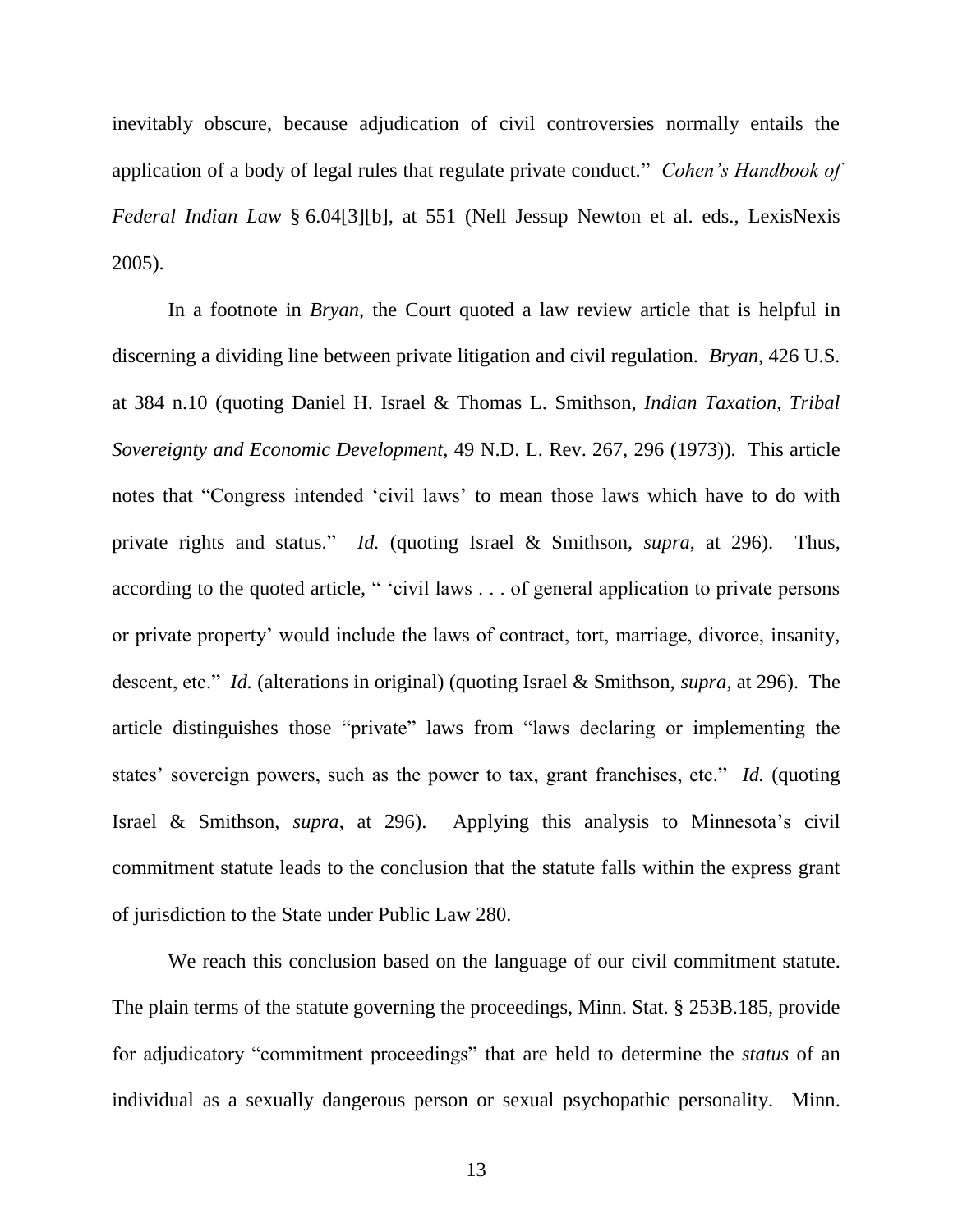inevitably obscure, because adjudication of civil controversies normally entails the application of a body of legal rules that regulate private conduct." *Cohen's Handbook of Federal Indian Law* § 6.04[3][b], at 551 (Nell Jessup Newton et al. eds., LexisNexis 2005).

In a footnote in *Bryan*, the Court quoted a law review article that is helpful in discerning a dividing line between private litigation and civil regulation. *Bryan*, 426 U.S. at 384 n.10 (quoting Daniel H. Israel & Thomas L. Smithson, *Indian Taxation, Tribal Sovereignty and Economic Development*, 49 N.D. L. Rev. 267, 296 (1973)). This article notes that "Congress intended 'civil laws' to mean those laws which have to do with private rights and status." *Id.* (quoting Israel & Smithson, *supra*, at 296). Thus, according to the quoted article, " 'civil laws . . . of general application to private persons or private property' would include the laws of contract, tort, marriage, divorce, insanity, descent, etc." *Id.* (alterations in original) (quoting Israel & Smithson, *supra*, at 296). The article distinguishes those "private" laws from "laws declaring or implementing the states' sovereign powers, such as the power to tax, grant franchises, etc." *Id.* (quoting Israel & Smithson, *supra*, at 296). Applying this analysis to Minnesota's civil commitment statute leads to the conclusion that the statute falls within the express grant of jurisdiction to the State under Public Law 280.

We reach this conclusion based on the language of our civil commitment statute. The plain terms of the statute governing the proceedings, Minn. Stat. § 253B.185, provide for adjudicatory "commitment proceedings" that are held to determine the *status* of an individual as a sexually dangerous person or sexual psychopathic personality. Minn.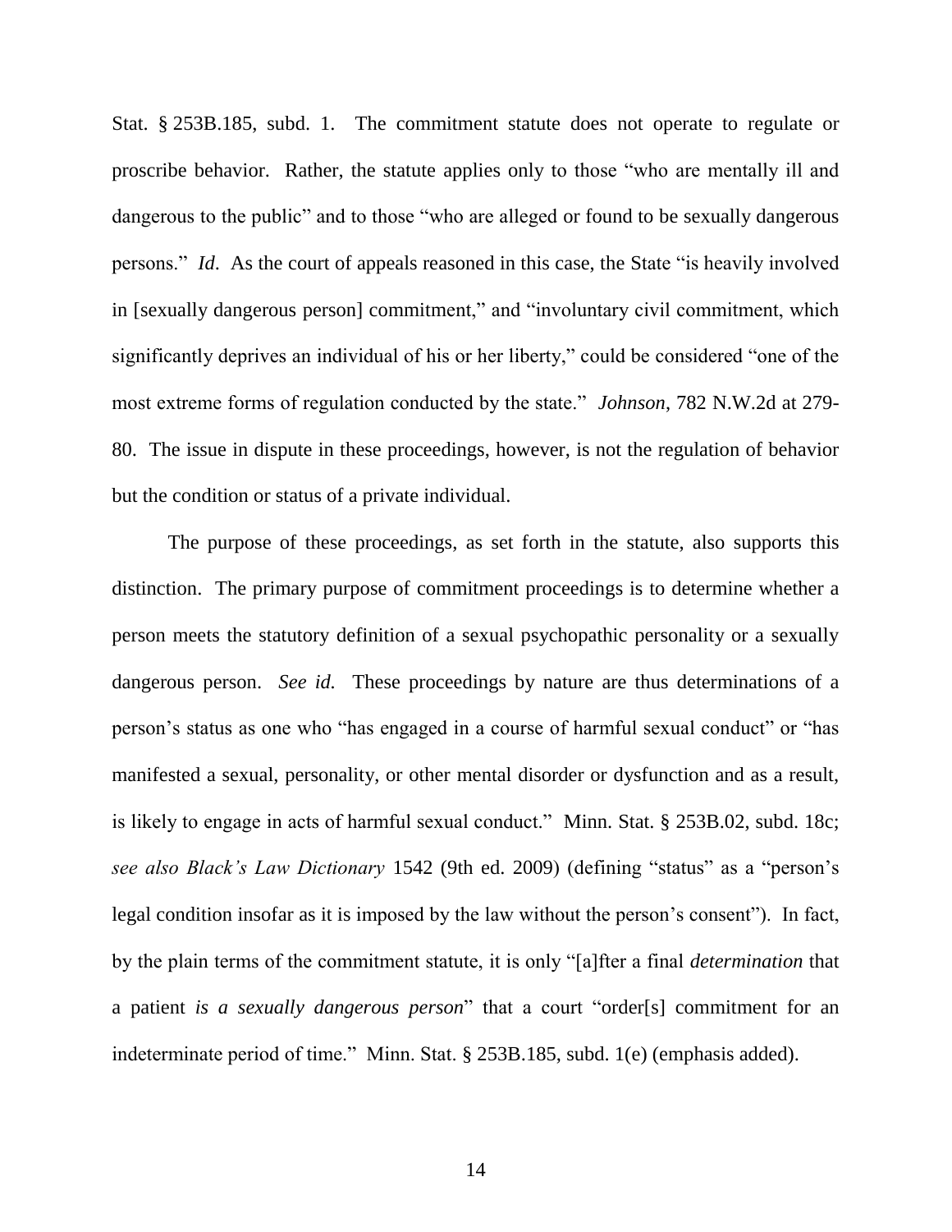Stat. § 253B.185, subd. 1. The commitment statute does not operate to regulate or proscribe behavior. Rather, the statute applies only to those "who are mentally ill and dangerous to the public" and to those "who are alleged or found to be sexually dangerous persons." *Id*. As the court of appeals reasoned in this case, the State "is heavily involved in [sexually dangerous person] commitment," and "involuntary civil commitment, which significantly deprives an individual of his or her liberty," could be considered "one of the most extreme forms of regulation conducted by the state." *Johnson*, 782 N.W.2d at 279-80. The issue in dispute in these proceedings, however, is not the regulation of behavior but the condition or status of a private individual.

The purpose of these proceedings, as set forth in the statute, also supports this distinction. The primary purpose of commitment proceedings is to determine whether a person meets the statutory definition of a sexual psychopathic personality or a sexually dangerous person. *See id.* These proceedings by nature are thus determinations of a person's status as one who "has engaged in a course of harmful sexual conduct" or "has manifested a sexual, personality, or other mental disorder or dysfunction and as a result, is likely to engage in acts of harmful sexual conduct." Minn. Stat. § 253B.02, subd. 18c; *see also Black's Law Dictionary* 1542 (9th ed. 2009) (defining "status" as a "person's legal condition insofar as it is imposed by the law without the person's consent"). In fact, by the plain terms of the commitment statute, it is only "[a]fter a final *determination* that a patient *is a sexually dangerous person*" that a court "order[s] commitment for an indeterminate period of time." Minn. Stat. § 253B.185, subd. 1(e) (emphasis added).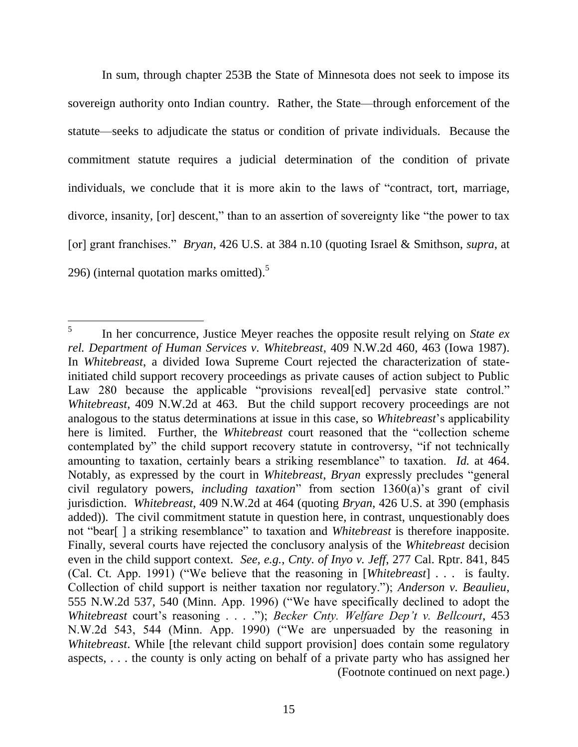In sum, through chapter 253B the State of Minnesota does not seek to impose its sovereign authority onto Indian country. Rather, the State—through enforcement of the statute—seeks to adjudicate the status or condition of private individuals. Because the commitment statute requires a judicial determination of the condition of private individuals, we conclude that it is more akin to the laws of "contract, tort, marriage, divorce, insanity, [or] descent," than to an assertion of sovereignty like "the power to tax [or] grant franchises." *Bryan*, 426 U.S. at 384 n.10 (quoting Israel & Smithson, *supra*, at 296) (internal quotation marks omitted).[5]

---

[5] In her concurrence, Justice Meyer reaches the opposite result relying on *State ex rel. Department of Human Services v. Whitebreast*, 409 N.W.2d 460, 463 (Iowa 1987). In *Whitebreast*, a divided Iowa Supreme Court rejected the characterization of state-initiated child support recovery proceedings as private causes of action subject to Public Law 280 because the applicable "provisions reveal[ed] pervasive state control." *Whitebreast*, 409 N.W.2d at 463. But the child support recovery proceedings are not analogous to the status determinations at issue in this case, so *Whitebreast*'s applicability here is limited. Further, the *Whitebreast* court reasoned that the "collection scheme contemplated by" the child support recovery statute in controversy, "if not technically amounting to taxation, certainly bears a striking resemblance" to taxation. *Id.* at 464. Notably, as expressed by the court in *Whitebreast*, *Bryan* expressly precludes "general civil regulatory powers, *including taxation*" from section 1360(a)'s grant of civil jurisdiction. *Whitebreast*, 409 N.W.2d at 464 (quoting *Bryan*, 426 U.S. at 390 (emphasis added)). The civil commitment statute in question here, in contrast, unquestionably does not "bear[ ] a striking resemblance" to taxation and *Whitebreast* is therefore inapposite. Finally, several courts have rejected the conclusory analysis of the *Whitebreast* decision even in the child support context. *See, e.g.*, *Cnty. of Inyo v. Jeff*, 277 Cal. Rptr. 841, 845 (Cal. Ct. App. 1991) ("We believe that the reasoning in [*Whitebreast*] . . . is faulty. Collection of child support is neither taxation nor regulatory."); *Anderson v. Beaulieu*, 555 N.W.2d 537, 540 (Minn. App. 1996) ("We have specifically declined to adopt the *Whitebreast* court's reasoning . . . ."); *Becker Cnty. Welfare Dep't v. Bellcourt*, 453 N.W.2d 543, 544 (Minn. App. 1990) ("We are unpersuaded by the reasoning in *Whitebreast*. While [the relevant child support provision] does contain some regulatory aspects, . . . the county is only acting on behalf of a private party who has assigned her

(Footnote continued on next page.)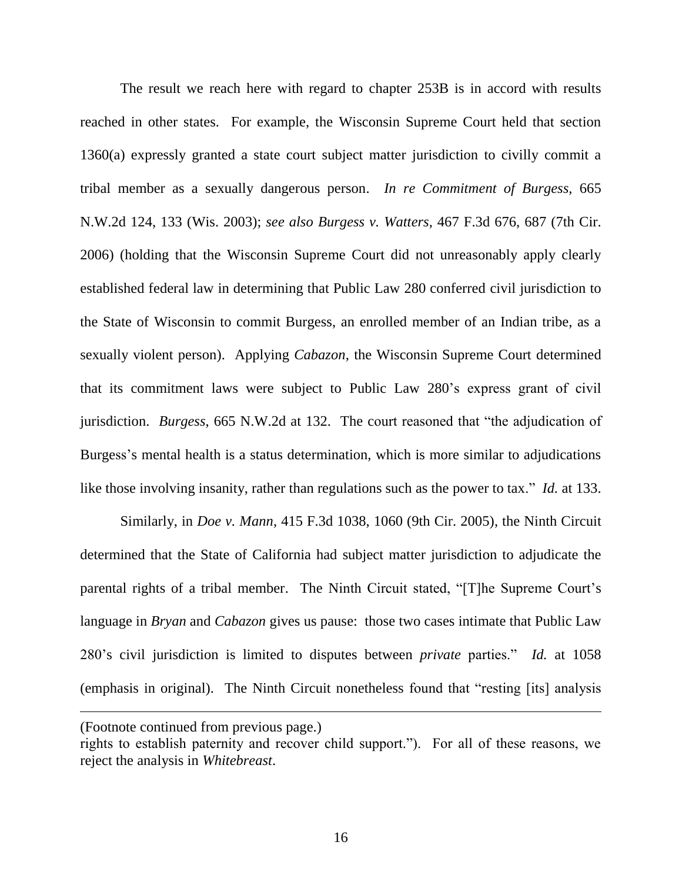The result we reach here with regard to chapter 253B is in accord with results reached in other states. For example, the Wisconsin Supreme Court held that section 1360(a) expressly granted a state court subject matter jurisdiction to civilly commit a tribal member as a sexually dangerous person. *In re Commitment of Burgess*, 665 N.W.2d 124, 133 (Wis. 2003); *see also Burgess v. Watters*, 467 F.3d 676, 687 (7th Cir. 2006) (holding that the Wisconsin Supreme Court did not unreasonably apply clearly established federal law in determining that Public Law 280 conferred civil jurisdiction to the State of Wisconsin to commit Burgess, an enrolled member of an Indian tribe, as a sexually violent person). Applying *Cabazon*, the Wisconsin Supreme Court determined that its commitment laws were subject to Public Law 280's express grant of civil jurisdiction. *Burgess*, 665 N.W.2d at 132. The court reasoned that "the adjudication of Burgess's mental health is a status determination, which is more similar to adjudications like those involving insanity, rather than regulations such as the power to tax." *Id.* at 133.

Similarly, in *Doe v. Mann*, 415 F.3d 1038, 1060 (9th Cir. 2005), the Ninth Circuit determined that the State of California had subject matter jurisdiction to adjudicate the parental rights of a tribal member. The Ninth Circuit stated, "[T]he Supreme Court's language in *Bryan* and *Cabazon* gives us pause: those two cases intimate that Public Law 280's civil jurisdiction is limited to disputes between *private* parties." *Id.* at 1058 (emphasis in original). The Ninth Circuit nonetheless found that "resting [its] analysis

---

(Footnote continued from previous page.)
rights to establish paternity and recover child support."). For all of these reasons, we reject the analysis in *Whitebreast*.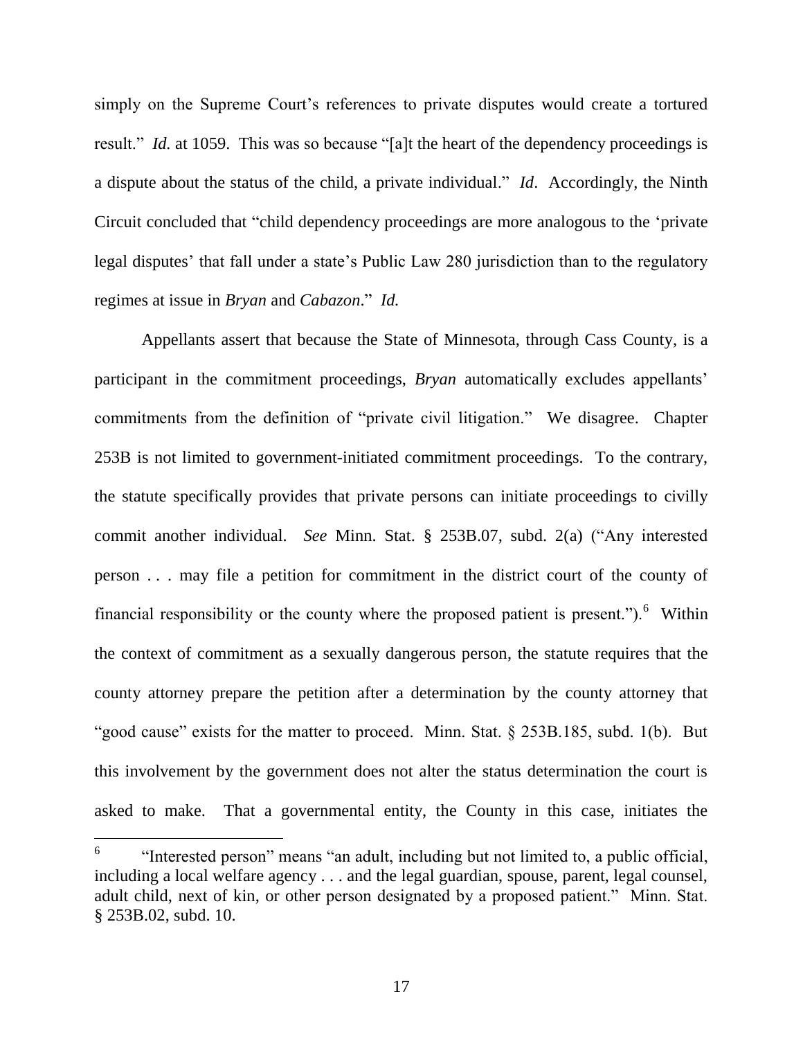simply on the Supreme Court's references to private disputes would create a tortured result." *Id.* at 1059. This was so because "[a]t the heart of the dependency proceedings is a dispute about the status of the child, a private individual." *Id*. Accordingly, the Ninth Circuit concluded that "child dependency proceedings are more analogous to the 'private legal disputes' that fall under a state's Public Law 280 jurisdiction than to the regulatory regimes at issue in *Bryan* and *Cabazon*." *Id.*

Appellants assert that because the State of Minnesota, through Cass County, is a participant in the commitment proceedings, *Bryan* automatically excludes appellants' commitments from the definition of "private civil litigation." We disagree. Chapter 253B is not limited to government-initiated commitment proceedings. To the contrary, the statute specifically provides that private persons can initiate proceedings to civilly commit another individual. *See* Minn. Stat. § 253B.07, subd. 2(a) ("Any interested person . . . may file a petition for commitment in the district court of the county of financial responsibility or the county where the proposed patient is present.").[6] Within the context of commitment as a sexually dangerous person, the statute requires that the county attorney prepare the petition after a determination by the county attorney that "good cause" exists for the matter to proceed. Minn. Stat. § 253B.185, subd. 1(b). But this involvement by the government does not alter the status determination the court is asked to make. That a governmental entity, the County in this case, initiates the

---

[6] "Interested person" means "an adult, including but not limited to, a public official, including a local welfare agency . . . and the legal guardian, spouse, parent, legal counsel, adult child, next of kin, or other person designated by a proposed patient." Minn. Stat. § 253B.02, subd. 10.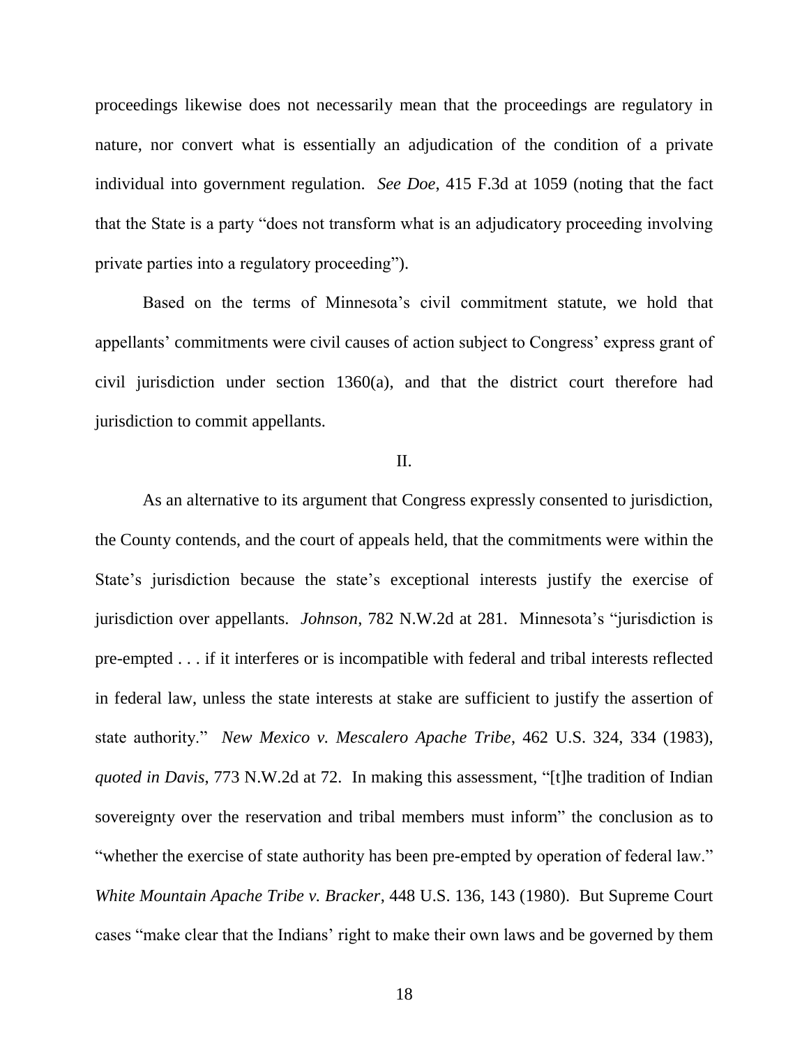proceedings likewise does not necessarily mean that the proceedings are regulatory in nature, nor convert what is essentially an adjudication of the condition of a private individual into government regulation. *See Doe*, 415 F.3d at 1059 (noting that the fact that the State is a party "does not transform what is an adjudicatory proceeding involving private parties into a regulatory proceeding").

Based on the terms of Minnesota's civil commitment statute, we hold that appellants' commitments were civil causes of action subject to Congress' express grant of civil jurisdiction under section 1360(a), and that the district court therefore had jurisdiction to commit appellants.

II.

As an alternative to its argument that Congress expressly consented to jurisdiction, the County contends, and the court of appeals held, that the commitments were within the State's jurisdiction because the state's exceptional interests justify the exercise of jurisdiction over appellants. *Johnson*, 782 N.W.2d at 281. Minnesota's "jurisdiction is pre-empted . . . if it interferes or is incompatible with federal and tribal interests reflected in federal law, unless the state interests at stake are sufficient to justify the assertion of state authority." *New Mexico v. Mescalero Apache Tribe*, 462 U.S. 324, 334 (1983), *quoted in Davis*, 773 N.W.2d at 72. In making this assessment, "[t]he tradition of Indian sovereignty over the reservation and tribal members must inform" the conclusion as to "whether the exercise of state authority has been pre-empted by operation of federal law." *White Mountain Apache Tribe v. Bracker*, 448 U.S. 136, 143 (1980). But Supreme Court cases "make clear that the Indians' right to make their own laws and be governed by them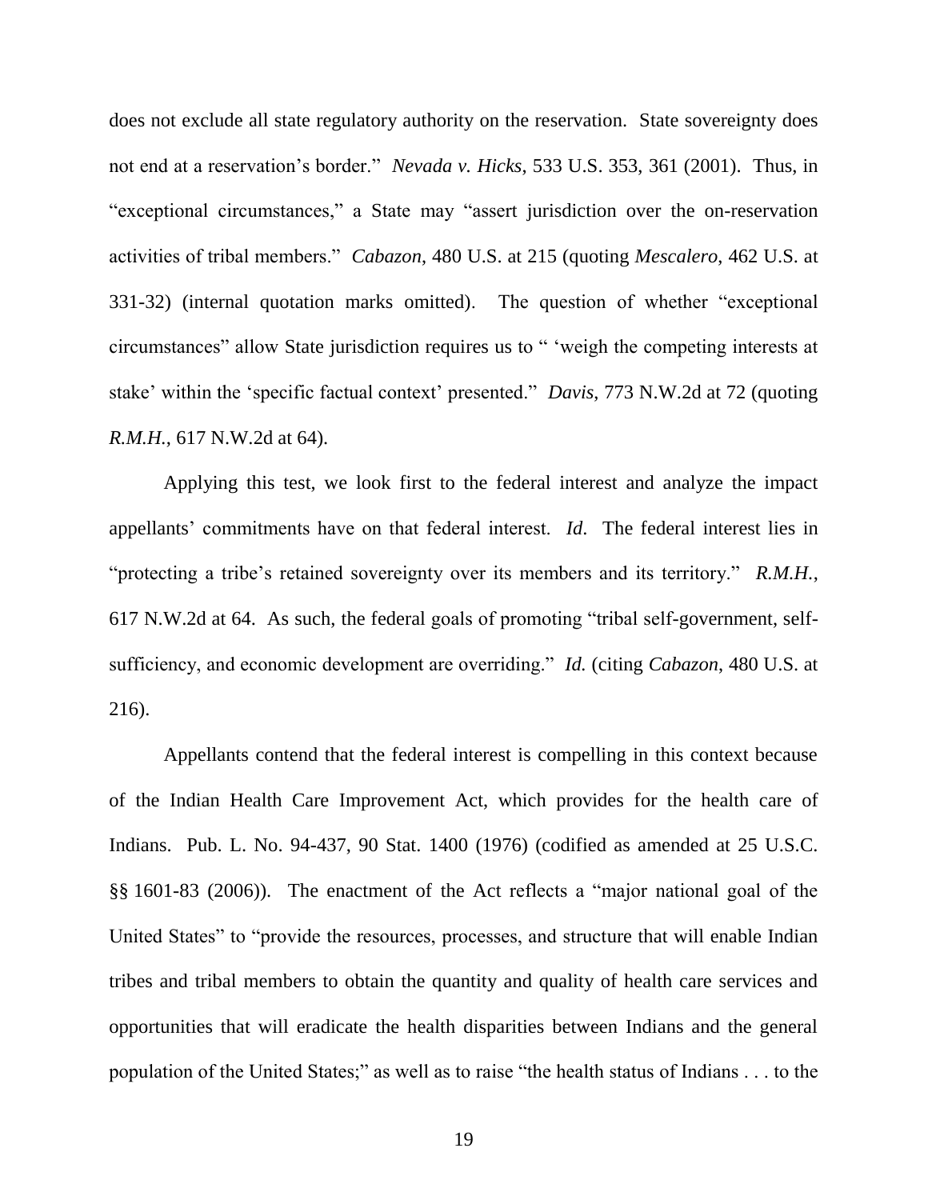does not exclude all state regulatory authority on the reservation. State sovereignty does not end at a reservation's border." *Nevada v. Hicks*, 533 U.S. 353, 361 (2001). Thus, in "exceptional circumstances," a State may "assert jurisdiction over the on-reservation activities of tribal members." *Cabazon*, 480 U.S. at 215 (quoting *Mescalero*, 462 U.S. at 331-32) (internal quotation marks omitted). The question of whether "exceptional circumstances" allow State jurisdiction requires us to " 'weigh the competing interests at stake' within the 'specific factual context' presented." *Davis*, 773 N.W.2d at 72 (quoting *R.M.H.*, 617 N.W.2d at 64).

Applying this test, we look first to the federal interest and analyze the impact appellants' commitments have on that federal interest. *Id*. The federal interest lies in "protecting a tribe's retained sovereignty over its members and its territory." *R.M.H.*, 617 N.W.2d at 64. As such, the federal goals of promoting "tribal self-government, self-sufficiency, and economic development are overriding." *Id.* (citing *Cabazon*, 480 U.S. at 216).

Appellants contend that the federal interest is compelling in this context because of the Indian Health Care Improvement Act, which provides for the health care of Indians. Pub. L. No. 94-437, 90 Stat. 1400 (1976) (codified as amended at 25 U.S.C. §§ 1601-83 (2006)). The enactment of the Act reflects a "major national goal of the United States" to "provide the resources, processes, and structure that will enable Indian tribes and tribal members to obtain the quantity and quality of health care services and opportunities that will eradicate the health disparities between Indians and the general population of the United States;" as well as to raise "the health status of Indians . . . to the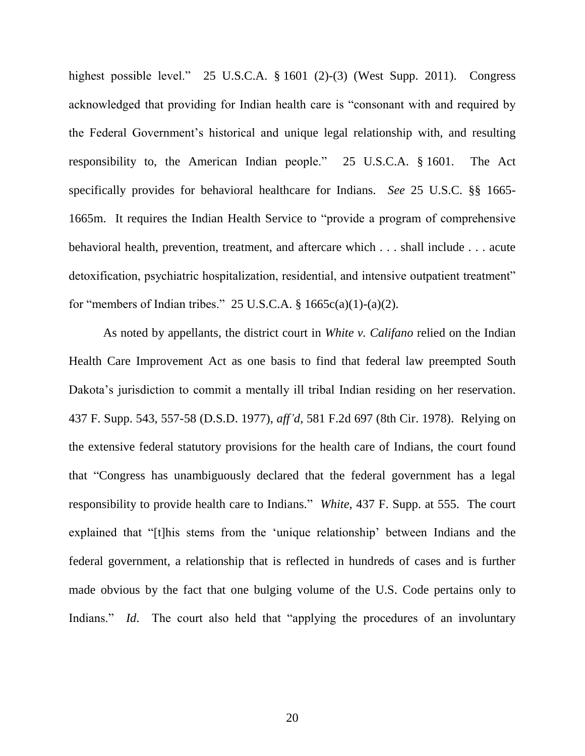highest possible level." 25 U.S.C.A. § 1601 (2)-(3) (West Supp. 2011). Congress acknowledged that providing for Indian health care is "consonant with and required by the Federal Government's historical and unique legal relationship with, and resulting responsibility to, the American Indian people." 25 U.S.C.A. § 1601. The Act specifically provides for behavioral healthcare for Indians. *See* 25 U.S.C. §§ 1665-1665m. It requires the Indian Health Service to "provide a program of comprehensive behavioral health, prevention, treatment, and aftercare which . . . shall include . . . acute detoxification, psychiatric hospitalization, residential, and intensive outpatient treatment" for "members of Indian tribes." 25 U.S.C.A. § 1665c(a)(1)-(a)(2).

As noted by appellants, the district court in *White v. Califano* relied on the Indian Health Care Improvement Act as one basis to find that federal law preempted South Dakota's jurisdiction to commit a mentally ill tribal Indian residing on her reservation. 437 F. Supp. 543, 557-58 (D.S.D. 1977), *aff'd*, 581 F.2d 697 (8th Cir. 1978). Relying on the extensive federal statutory provisions for the health care of Indians, the court found that "Congress has unambiguously declared that the federal government has a legal responsibility to provide health care to Indians." *White*, 437 F. Supp. at 555. The court explained that "[t]his stems from the 'unique relationship' between Indians and the federal government, a relationship that is reflected in hundreds of cases and is further made obvious by the fact that one bulging volume of the U.S. Code pertains only to Indians." *Id*. The court also held that "applying the procedures of an involuntary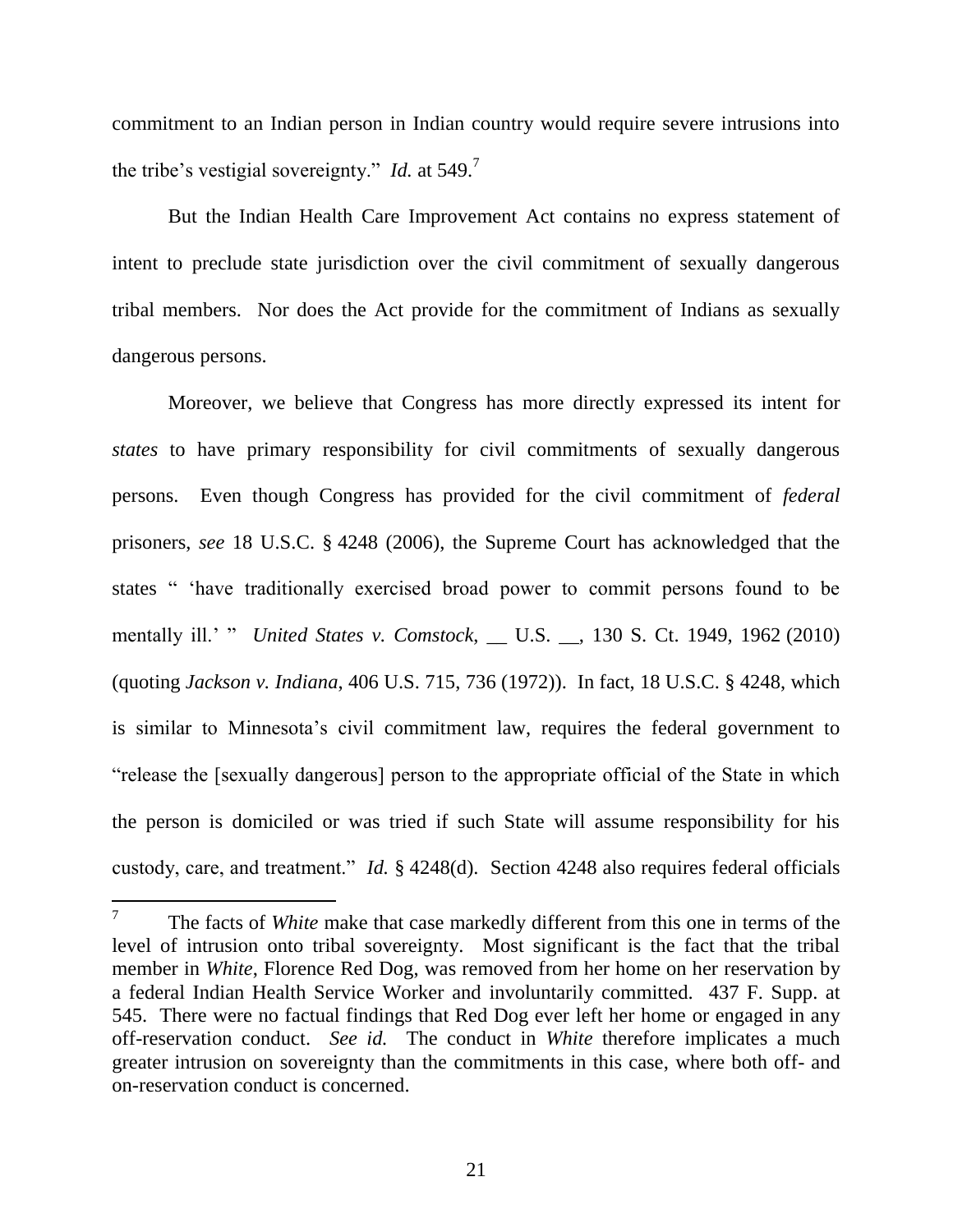commitment to an Indian person in Indian country would require severe intrusions into the tribe's vestigial sovereignty." *Id.* at 549.[7]

But the Indian Health Care Improvement Act contains no express statement of intent to preclude state jurisdiction over the civil commitment of sexually dangerous tribal members. Nor does the Act provide for the commitment of Indians as sexually dangerous persons.

Moreover, we believe that Congress has more directly expressed its intent for *states* to have primary responsibility for civil commitments of sexually dangerous persons. Even though Congress has provided for the civil commitment of *federal* prisoners, *see* 18 U.S.C. § 4248 (2006), the Supreme Court has acknowledged that the states " 'have traditionally exercised broad power to commit persons found to be mentally ill.' " *United States v. Comstock*, __ U.S. __, 130 S. Ct. 1949, 1962 (2010) (quoting *Jackson v. Indiana*, 406 U.S. 715, 736 (1972)). In fact, 18 U.S.C. § 4248, which is similar to Minnesota's civil commitment law, requires the federal government to "release the [sexually dangerous] person to the appropriate official of the State in which the person is domiciled or was tried if such State will assume responsibility for his custody, care, and treatment." *Id.* § 4248(d). Section 4248 also requires federal officials

---

[7] The facts of *White* make that case markedly different from this one in terms of the level of intrusion onto tribal sovereignty. Most significant is the fact that the tribal member in *White*, Florence Red Dog, was removed from her home on her reservation by a federal Indian Health Service Worker and involuntarily committed. 437 F. Supp. at 545. There were no factual findings that Red Dog ever left her home or engaged in any off-reservation conduct. *See id.* The conduct in *White* therefore implicates a much greater intrusion on sovereignty than the commitments in this case, where both off- and on-reservation conduct is concerned.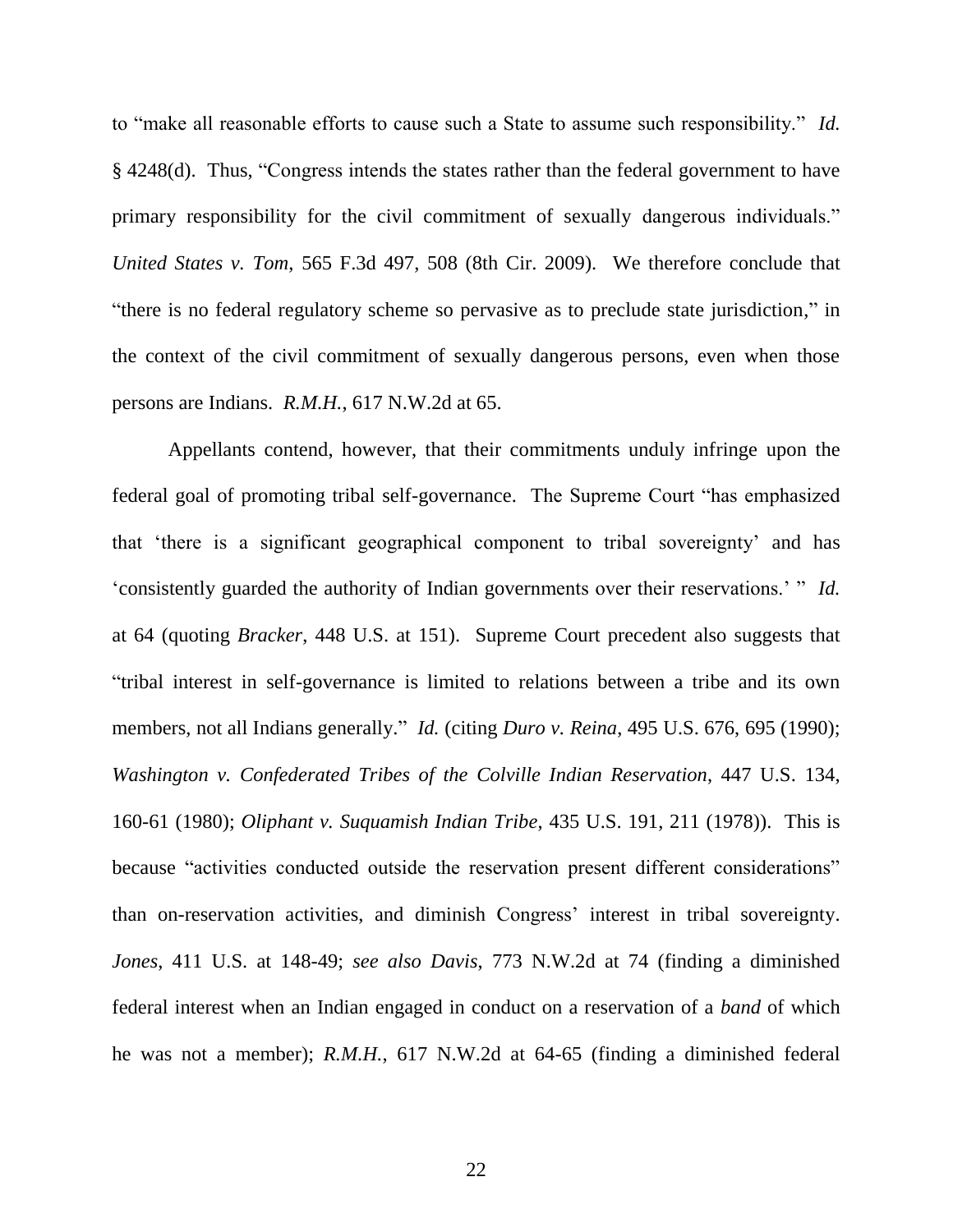to "make all reasonable efforts to cause such a State to assume such responsibility." *Id.* § 4248(d). Thus, "Congress intends the states rather than the federal government to have primary responsibility for the civil commitment of sexually dangerous individuals." *United States v. Tom*, 565 F.3d 497, 508 (8th Cir. 2009). We therefore conclude that "there is no federal regulatory scheme so pervasive as to preclude state jurisdiction," in the context of the civil commitment of sexually dangerous persons, even when those persons are Indians. *R.M.H.*, 617 N.W.2d at 65.

Appellants contend, however, that their commitments unduly infringe upon the federal goal of promoting tribal self-governance. The Supreme Court "has emphasized that 'there is a significant geographical component to tribal sovereignty' and has 'consistently guarded the authority of Indian governments over their reservations.' " *Id.* at 64 (quoting *Bracker*, 448 U.S. at 151). Supreme Court precedent also suggests that "tribal interest in self-governance is limited to relations between a tribe and its own members, not all Indians generally." *Id.* (citing *Duro v. Reina*, 495 U.S. 676, 695 (1990); *Washington v. Confederated Tribes of the Colville Indian Reservation*, 447 U.S. 134, 160-61 (1980); *Oliphant v. Suquamish Indian Tribe*, 435 U.S. 191, 211 (1978)). This is because "activities conducted outside the reservation present different considerations" than on-reservation activities, and diminish Congress' interest in tribal sovereignty. *Jones*, 411 U.S. at 148-49; *see also Davis*, 773 N.W.2d at 74 (finding a diminished federal interest when an Indian engaged in conduct on a reservation of a *band* of which he was not a member); *R.M.H.*, 617 N.W.2d at 64-65 (finding a diminished federal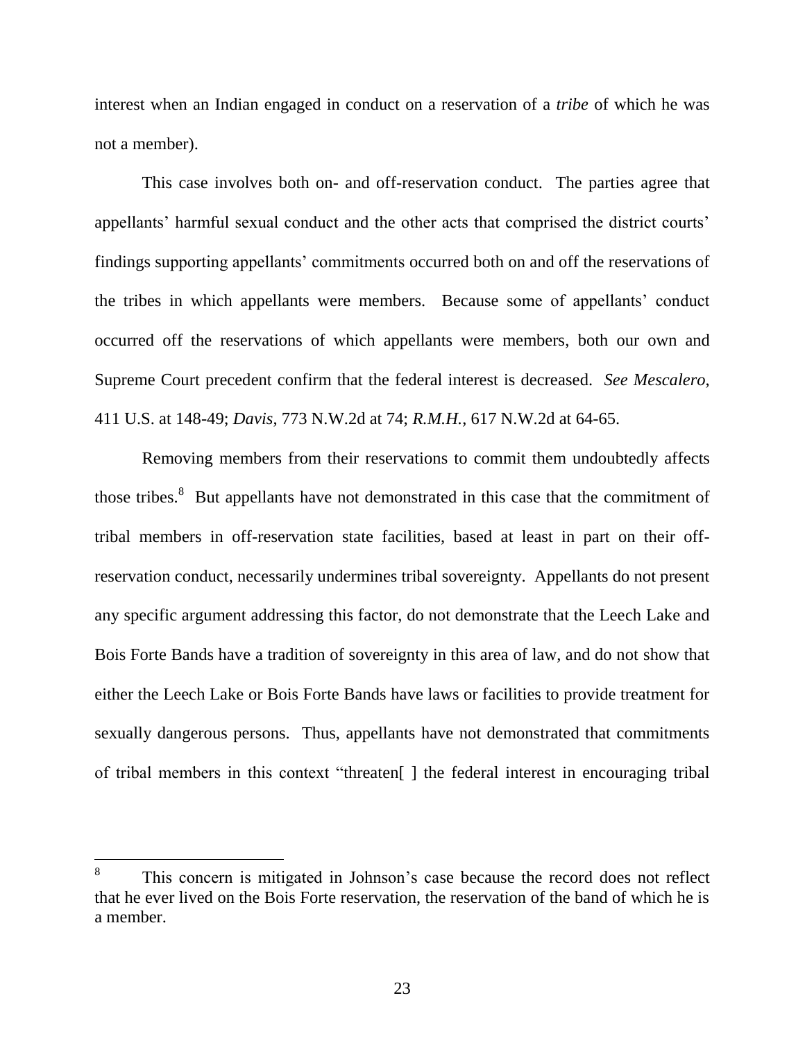interest when an Indian engaged in conduct on a reservation of a *tribe* of which he was not a member).

This case involves both on- and off-reservation conduct. The parties agree that appellants' harmful sexual conduct and the other acts that comprised the district courts' findings supporting appellants' commitments occurred both on and off the reservations of the tribes in which appellants were members. Because some of appellants' conduct occurred off the reservations of which appellants were members, both our own and Supreme Court precedent confirm that the federal interest is decreased. *See Mescalero*, 411 U.S. at 148-49; *Davis*, 773 N.W.2d at 74; *R.M.H.*, 617 N.W.2d at 64-65.

Removing members from their reservations to commit them undoubtedly affects those tribes.[8] But appellants have not demonstrated in this case that the commitment of tribal members in off-reservation state facilities, based at least in part on their off-reservation conduct, necessarily undermines tribal sovereignty. Appellants do not present any specific argument addressing this factor, do not demonstrate that the Leech Lake and Bois Forte Bands have a tradition of sovereignty in this area of law, and do not show that either the Leech Lake or Bois Forte Bands have laws or facilities to provide treatment for sexually dangerous persons. Thus, appellants have not demonstrated that commitments of tribal members in this context "threaten[ ] the federal interest in encouraging tribal

---

[8] This concern is mitigated in Johnson's case because the record does not reflect that he ever lived on the Bois Forte reservation, the reservation of the band of which he is a member.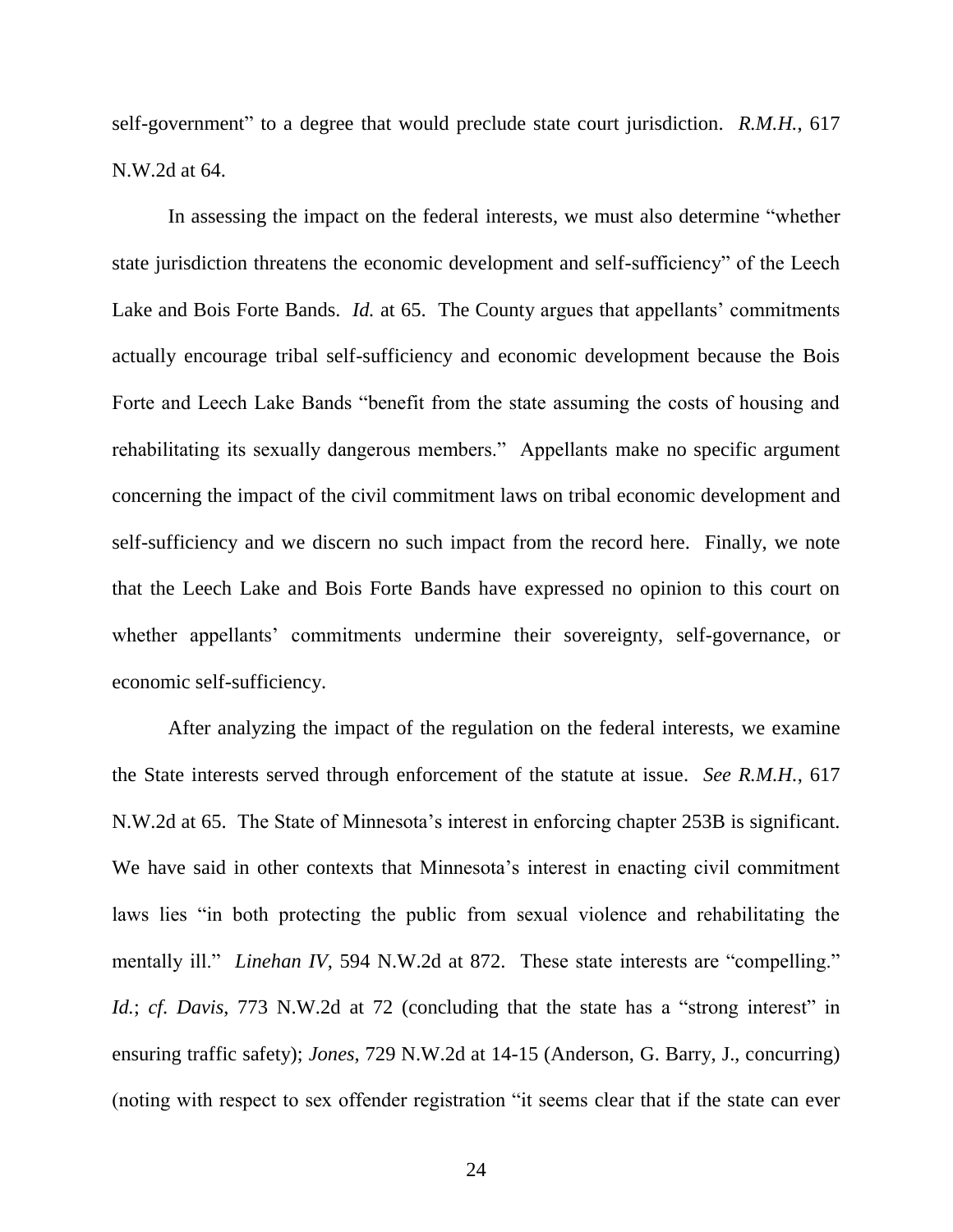self-government" to a degree that would preclude state court jurisdiction. *R.M.H.*, 617 N.W.2d at 64.

In assessing the impact on the federal interests, we must also determine "whether state jurisdiction threatens the economic development and self-sufficiency" of the Leech Lake and Bois Forte Bands. *Id.* at 65. The County argues that appellants' commitments actually encourage tribal self-sufficiency and economic development because the Bois Forte and Leech Lake Bands "benefit from the state assuming the costs of housing and rehabilitating its sexually dangerous members." Appellants make no specific argument concerning the impact of the civil commitment laws on tribal economic development and self-sufficiency and we discern no such impact from the record here. Finally, we note that the Leech Lake and Bois Forte Bands have expressed no opinion to this court on whether appellants' commitments undermine their sovereignty, self-governance, or economic self-sufficiency.

After analyzing the impact of the regulation on the federal interests, we examine the State interests served through enforcement of the statute at issue. *See R.M.H.*, 617 N.W.2d at 65. The State of Minnesota's interest in enforcing chapter 253B is significant. We have said in other contexts that Minnesota's interest in enacting civil commitment laws lies "in both protecting the public from sexual violence and rehabilitating the mentally ill." *Linehan IV*, 594 N.W.2d at 872. These state interests are "compelling." *Id.*; *cf. Davis*, 773 N.W.2d at 72 (concluding that the state has a "strong interest" in ensuring traffic safety); *Jones*, 729 N.W.2d at 14-15 (Anderson, G. Barry, J., concurring) (noting with respect to sex offender registration "it seems clear that if the state can ever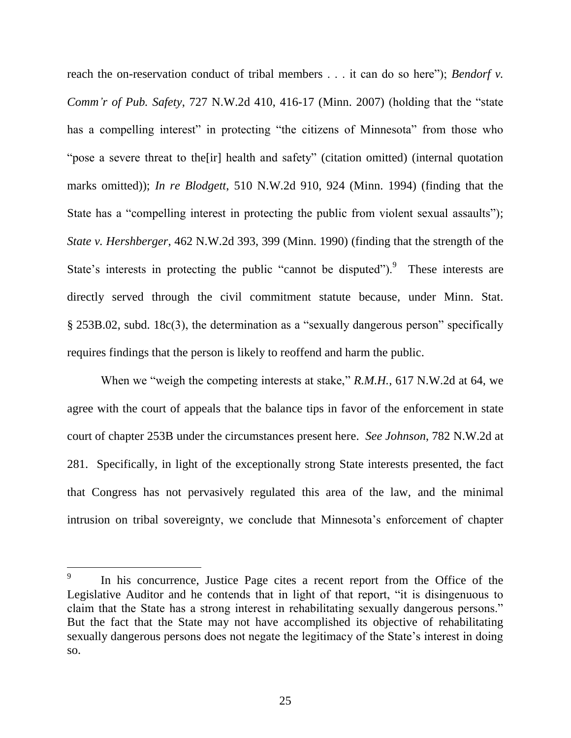reach the on-reservation conduct of tribal members . . . it can do so here"); *Bendorf v. Comm'r of Pub. Safety*, 727 N.W.2d 410, 416-17 (Minn. 2007) (holding that the "state has a compelling interest" in protecting "the citizens of Minnesota" from those who "pose a severe threat to the[ir] health and safety" (citation omitted) (internal quotation marks omitted)); *In re Blodgett*, 510 N.W.2d 910, 924 (Minn. 1994) (finding that the State has a "compelling interest in protecting the public from violent sexual assaults"); *State v. Hershberger*, 462 N.W.2d 393, 399 (Minn. 1990) (finding that the strength of the State's interests in protecting the public "cannot be disputed").[9] These interests are directly served through the civil commitment statute because, under Minn. Stat. § 253B.02, subd. 18c(3), the determination as a "sexually dangerous person" specifically requires findings that the person is likely to reoffend and harm the public.

When we "weigh the competing interests at stake," *R.M.H.*, 617 N.W.2d at 64, we agree with the court of appeals that the balance tips in favor of the enforcement in state court of chapter 253B under the circumstances present here. *See Johnson*, 782 N.W.2d at 281. Specifically, in light of the exceptionally strong State interests presented, the fact that Congress has not pervasively regulated this area of the law, and the minimal intrusion on tribal sovereignty, we conclude that Minnesota's enforcement of chapter

---

[9] In his concurrence, Justice Page cites a recent report from the Office of the Legislative Auditor and he contends that in light of that report, "it is disingenuous to claim that the State has a strong interest in rehabilitating sexually dangerous persons." But the fact that the State may not have accomplished its objective of rehabilitating sexually dangerous persons does not negate the legitimacy of the State's interest in doing so.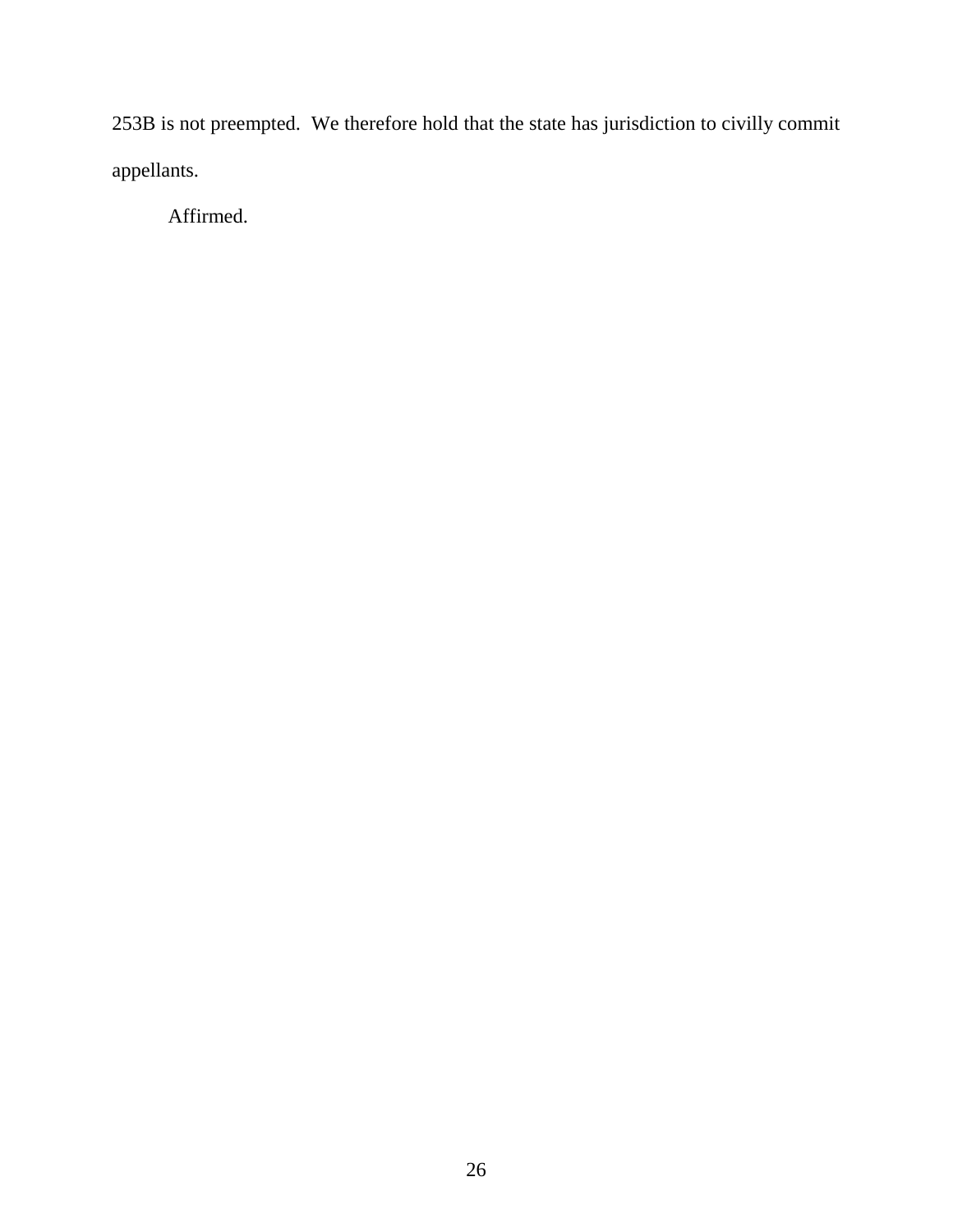253B is not preempted. We therefore hold that the state has jurisdiction to civilly commit appellants.

Affirmed.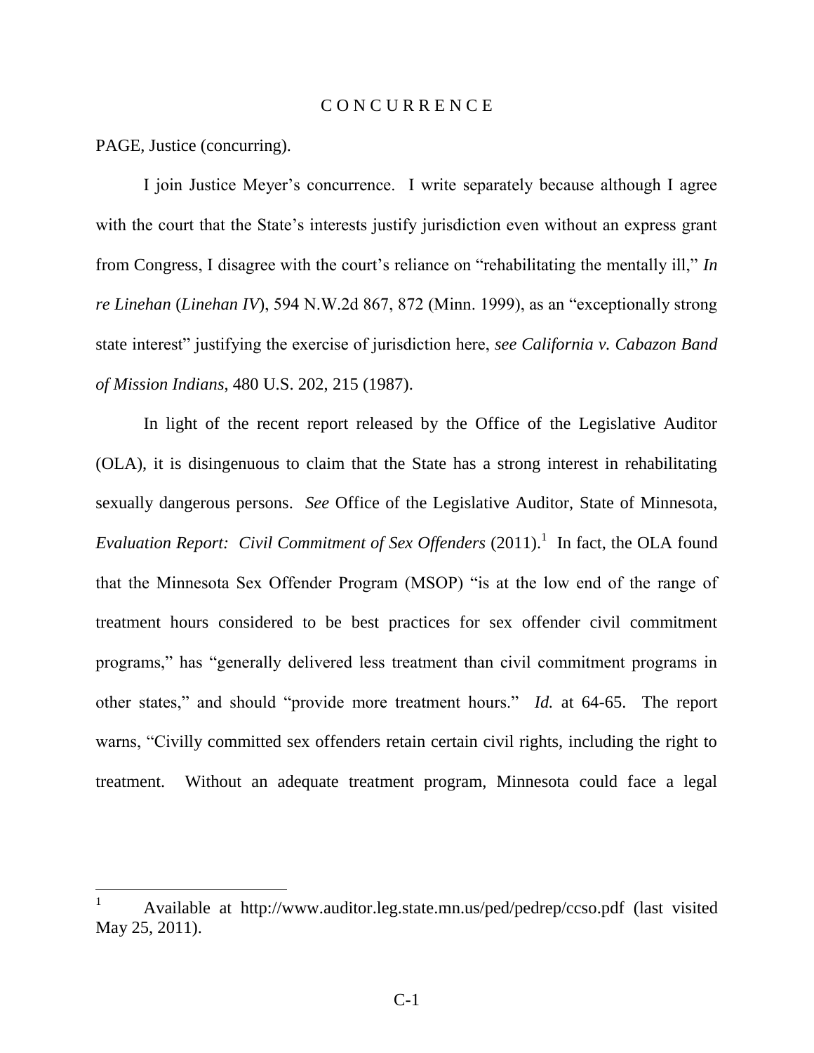# C O N C U R R E N C E

PAGE, Justice (concurring).

I join Justice Meyer's concurrence. I write separately because although I agree with the court that the State's interests justify jurisdiction even without an express grant from Congress, I disagree with the court's reliance on "rehabilitating the mentally ill," *In re Linehan* (*Linehan IV*), 594 N.W.2d 867, 872 (Minn. 1999), as an "exceptionally strong state interest" justifying the exercise of jurisdiction here, *see California v. Cabazon Band of Mission Indians*, 480 U.S. 202, 215 (1987).

In light of the recent report released by the Office of the Legislative Auditor (OLA), it is disingenuous to claim that the State has a strong interest in rehabilitating sexually dangerous persons. *See* Office of the Legislative Auditor, State of Minnesota, *Evaluation Report: Civil Commitment of Sex Offenders* (2011).[1] In fact, the OLA found that the Minnesota Sex Offender Program (MSOP) "is at the low end of the range of treatment hours considered to be best practices for sex offender civil commitment programs," has "generally delivered less treatment than civil commitment programs in other states," and should "provide more treatment hours." *Id.* at 64-65. The report warns, "Civilly committed sex offenders retain certain civil rights, including the right to treatment. Without an adequate treatment program, Minnesota could face a legal

---

[1] Available at http://www.auditor.leg.state.mn.us/ped/pedrep/ccso.pdf (last visited May 25, 2011).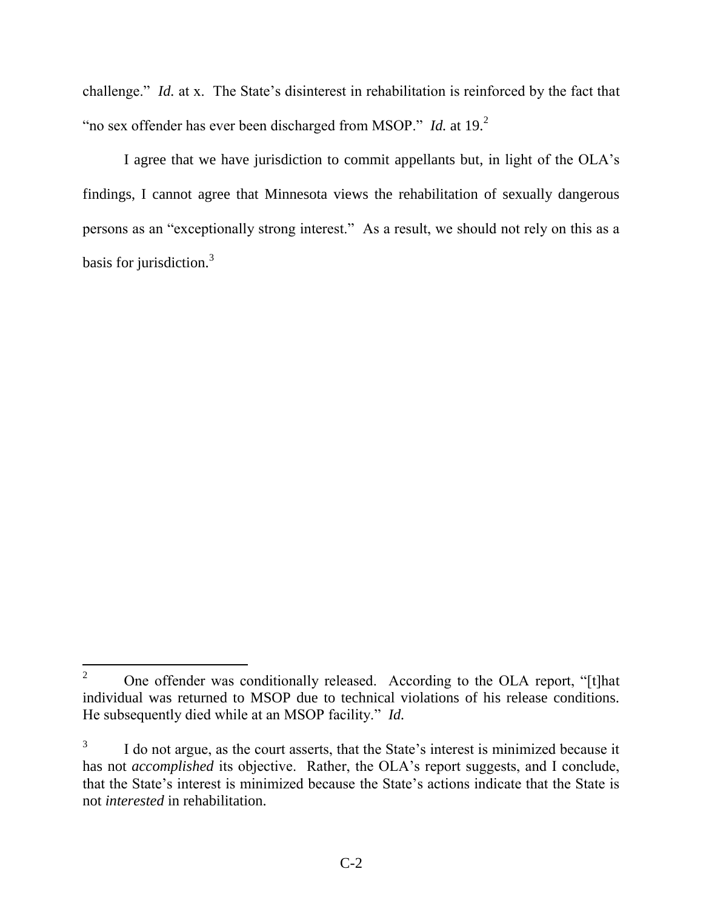challenge." *Id.* at x. The State's disinterest in rehabilitation is reinforced by the fact that "no sex offender has ever been discharged from MSOP." *Id.* at 19.[2]

I agree that we have jurisdiction to commit appellants but, in light of the OLA's findings, I cannot agree that Minnesota views the rehabilitation of sexually dangerous persons as an "exceptionally strong interest." As a result, we should not rely on this as a basis for jurisdiction.[3]

---

[2] One offender was conditionally released. According to the OLA report, "[t]hat individual was returned to MSOP due to technical violations of his release conditions. He subsequently died while at an MSOP facility." *Id.*

[3] I do not argue, as the court asserts, that the State's interest is minimized because it has not *accomplished* its objective. Rather, the OLA's report suggests, and I conclude, that the State's interest is minimized because the State's actions indicate that the State is not *interested* in rehabilitation.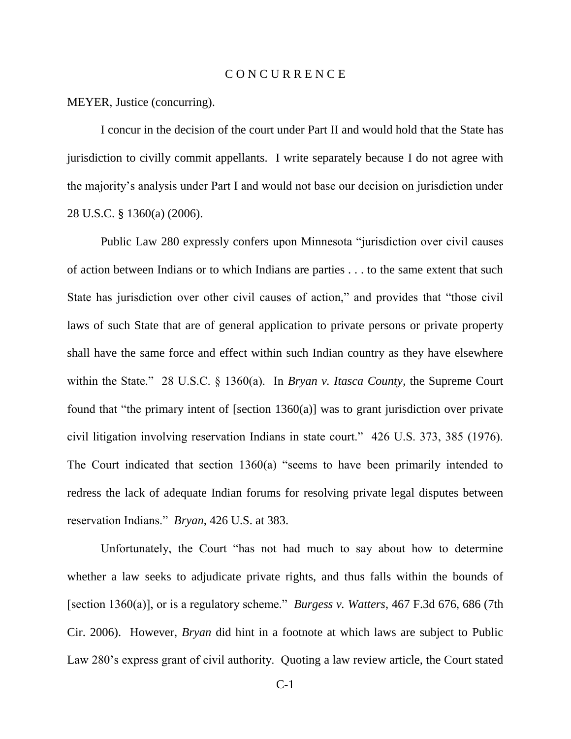# C O N C U R R E N C E

MEYER, Justice (concurring).

I concur in the decision of the court under Part II and would hold that the State has jurisdiction to civilly commit appellants. I write separately because I do not agree with the majority's analysis under Part I and would not base our decision on jurisdiction under 28 U.S.C. § 1360(a) (2006).

Public Law 280 expressly confers upon Minnesota "jurisdiction over civil causes of action between Indians or to which Indians are parties . . . to the same extent that such State has jurisdiction over other civil causes of action," and provides that "those civil laws of such State that are of general application to private persons or private property shall have the same force and effect within such Indian country as they have elsewhere within the State." 28 U.S.C. § 1360(a). In *Bryan v. Itasca County*, the Supreme Court found that "the primary intent of [section 1360(a)] was to grant jurisdiction over private civil litigation involving reservation Indians in state court." 426 U.S. 373, 385 (1976). The Court indicated that section 1360(a) "seems to have been primarily intended to redress the lack of adequate Indian forums for resolving private legal disputes between reservation Indians." *Bryan*, 426 U.S. at 383.

Unfortunately, the Court "has not had much to say about how to determine whether a law seeks to adjudicate private rights, and thus falls within the bounds of [section 1360(a)], or is a regulatory scheme." *Burgess v. Watters*, 467 F.3d 676, 686 (7th Cir. 2006). However, *Bryan* did hint in a footnote at which laws are subject to Public Law 280's express grant of civil authority. Quoting a law review article, the Court stated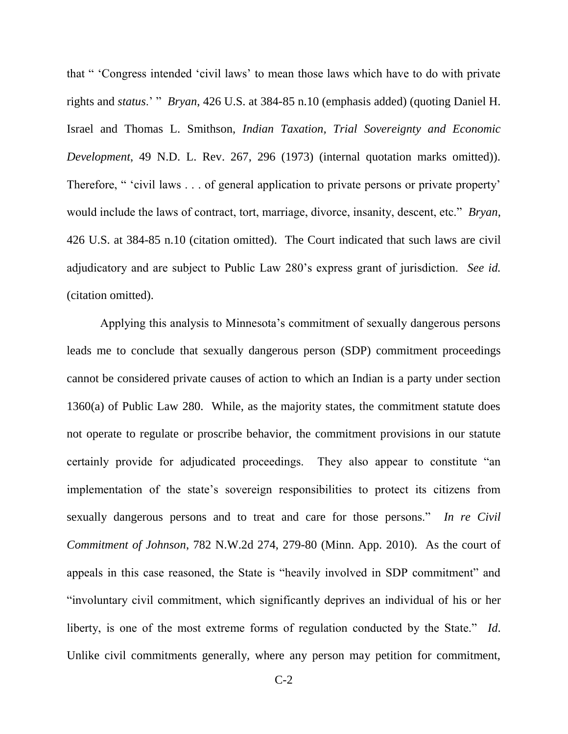that " 'Congress intended 'civil laws' to mean those laws which have to do with private rights and *status*.' " *Bryan*, 426 U.S. at 384-85 n.10 (emphasis added) (quoting Daniel H. Israel and Thomas L. Smithson, *Indian Taxation, Trial Sovereignty and Economic Development*, 49 N.D. L. Rev. 267, 296 (1973) (internal quotation marks omitted)). Therefore, " 'civil laws . . . of general application to private persons or private property' would include the laws of contract, tort, marriage, divorce, insanity, descent, etc." *Bryan*, 426 U.S. at 384-85 n.10 (citation omitted). The Court indicated that such laws are civil adjudicatory and are subject to Public Law 280's express grant of jurisdiction. *See id.* (citation omitted).

Applying this analysis to Minnesota's commitment of sexually dangerous persons leads me to conclude that sexually dangerous person (SDP) commitment proceedings cannot be considered private causes of action to which an Indian is a party under section 1360(a) of Public Law 280. While, as the majority states, the commitment statute does not operate to regulate or proscribe behavior, the commitment provisions in our statute certainly provide for adjudicated proceedings. They also appear to constitute "an implementation of the state's sovereign responsibilities to protect its citizens from sexually dangerous persons and to treat and care for those persons." *In re Civil Commitment of Johnson*, 782 N.W.2d 274, 279-80 (Minn. App. 2010). As the court of appeals in this case reasoned, the State is "heavily involved in SDP commitment" and "involuntary civil commitment, which significantly deprives an individual of his or her liberty, is one of the most extreme forms of regulation conducted by the State." *Id*. Unlike civil commitments generally, where any person may petition for commitment,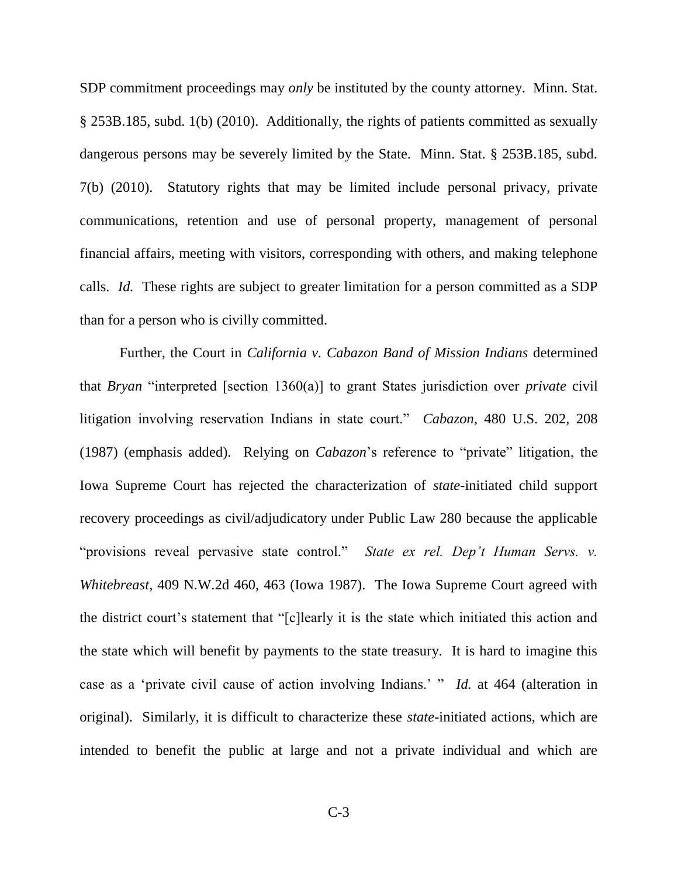SDP commitment proceedings may *only* be instituted by the county attorney. Minn. Stat. § 253B.185, subd. 1(b) (2010). Additionally, the rights of patients committed as sexually dangerous persons may be severely limited by the State. Minn. Stat. § 253B.185, subd. 7(b) (2010). Statutory rights that may be limited include personal privacy, private communications, retention and use of personal property, management of personal financial affairs, meeting with visitors, corresponding with others, and making telephone calls. *Id.* These rights are subject to greater limitation for a person committed as a SDP than for a person who is civilly committed.

Further, the Court in *California v. Cabazon Band of Mission Indians* determined that *Bryan* "interpreted [section 1360(a)] to grant States jurisdiction over *private* civil litigation involving reservation Indians in state court." *Cabazon*, 480 U.S. 202, 208 (1987) (emphasis added). Relying on *Cabazon*'s reference to "private" litigation, the Iowa Supreme Court has rejected the characterization of *state*-initiated child support recovery proceedings as civil/adjudicatory under Public Law 280 because the applicable "provisions reveal pervasive state control." *State ex rel. Dep't Human Servs. v. Whitebreast*, 409 N.W.2d 460, 463 (Iowa 1987). The Iowa Supreme Court agreed with the district court's statement that "[c]learly it is the state which initiated this action and the state which will benefit by payments to the state treasury. It is hard to imagine this case as a 'private civil cause of action involving Indians.' " *Id.* at 464 (alteration in original). Similarly, it is difficult to characterize these *state*-initiated actions, which are intended to benefit the public at large and not a private individual and which are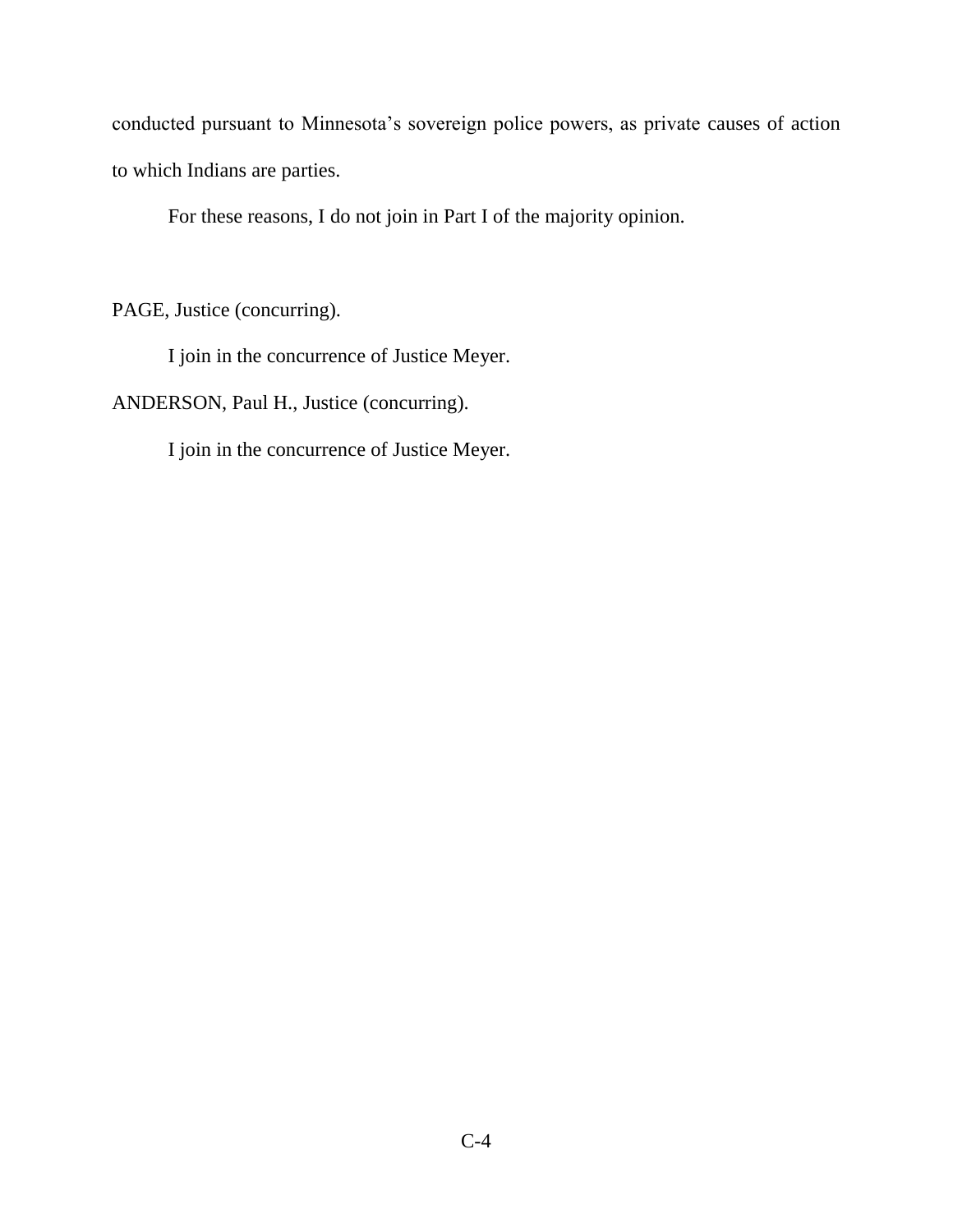conducted pursuant to Minnesota's sovereign police powers, as private causes of action to which Indians are parties.

For these reasons, I do not join in Part I of the majority opinion.

PAGE, Justice (concurring).

I join in the concurrence of Justice Meyer.

ANDERSON, Paul H., Justice (concurring).

I join in the concurrence of Justice Meyer.